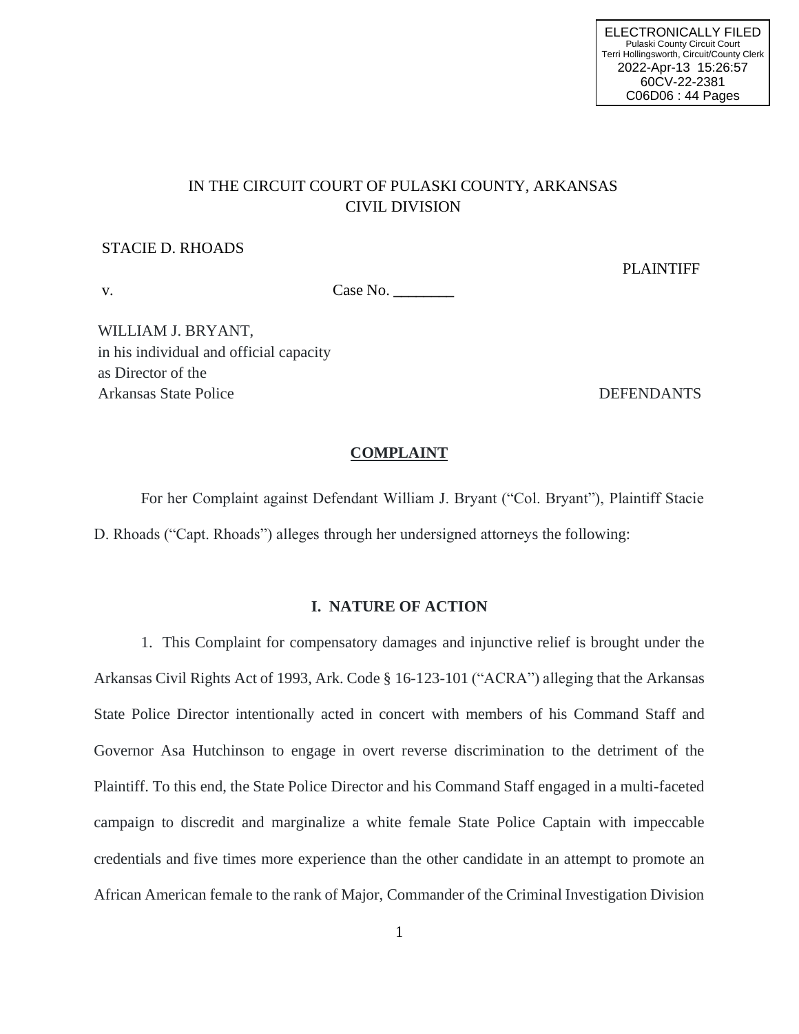ELECTRONICALLY FILED
Pulaski County Circuit Court
Terri Hollingsworth, Circuit/County Clerk
2022-Apr-13 15:26:57
60CV-22-2381
C06D06 : 44 Pages

IN THE CIRCUIT COURT OF PULASKI COUNTY, ARKANSAS
CIVIL DIVISION

STACIE D. RHOADS PLAINTIFF

v. Case No. ________

WILLIAM J. BRYANT,
in his individual and official capacity
as Director of the
Arkansas State Police DEFENDANTS

## COMPLAINT

For her Complaint against Defendant William J. Bryant ("Col. Bryant"), Plaintiff Stacie D. Rhoads ("Capt. Rhoads") alleges through her undersigned attorneys the following:

### I. NATURE OF ACTION

1. This Complaint for compensatory damages and injunctive relief is brought under the Arkansas Civil Rights Act of 1993, Ark. Code § 16-123-101 ("ACRA") alleging that the Arkansas State Police Director intentionally acted in concert with members of his Command Staff and Governor Asa Hutchinson to engage in overt reverse discrimination to the detriment of the Plaintiff. To this end, the State Police Director and his Command Staff engaged in a multi-faceted campaign to discredit and marginalize a white female State Police Captain with impeccable credentials and five times more experience than the other candidate in an attempt to promote an African American female to the rank of Major, Commander of the Criminal Investigation Division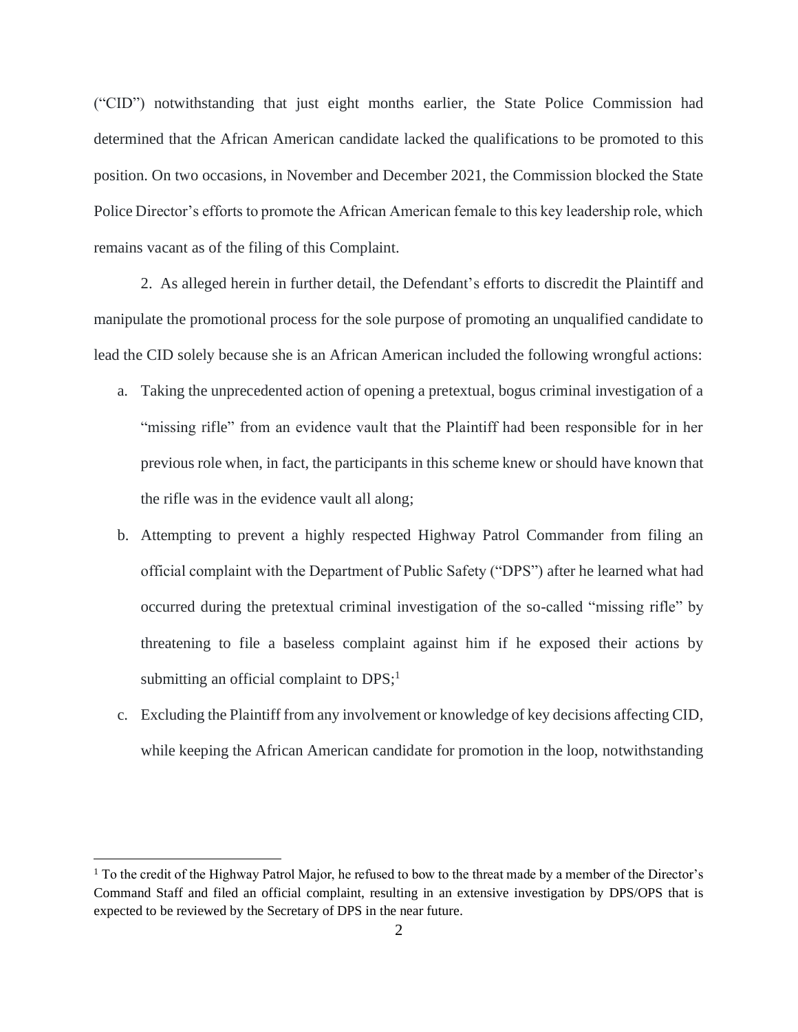("CID") notwithstanding that just eight months earlier, the State Police Commission had determined that the African American candidate lacked the qualifications to be promoted to this position. On two occasions, in November and December 2021, the Commission blocked the State Police Director's efforts to promote the African American female to this key leadership role, which remains vacant as of the filing of this Complaint.

2. As alleged herein in further detail, the Defendant's efforts to discredit the Plaintiff and manipulate the promotional process for the sole purpose of promoting an unqualified candidate to lead the CID solely because she is an African American included the following wrongful actions:

a. Taking the unprecedented action of opening a pretextual, bogus criminal investigation of a "missing rifle" from an evidence vault that the Plaintiff had been responsible for in her previous role when, in fact, the participants in this scheme knew or should have known that the rifle was in the evidence vault all along;

b. Attempting to prevent a highly respected Highway Patrol Commander from filing an official complaint with the Department of Public Safety ("DPS") after he learned what had occurred during the pretextual criminal investigation of the so-called "missing rifle" by threatening to file a baseless complaint against him if he exposed their actions by submitting an official complaint to DPS;[1]

c. Excluding the Plaintiff from any involvement or knowledge of key decisions affecting CID, while keeping the African American candidate for promotion in the loop, notwithstanding

---

[1] To the credit of the Highway Patrol Major, he refused to bow to the threat made by a member of the Director's Command Staff and filed an official complaint, resulting in an extensive investigation by DPS/OPS that is expected to be reviewed by the Secretary of DPS in the near future.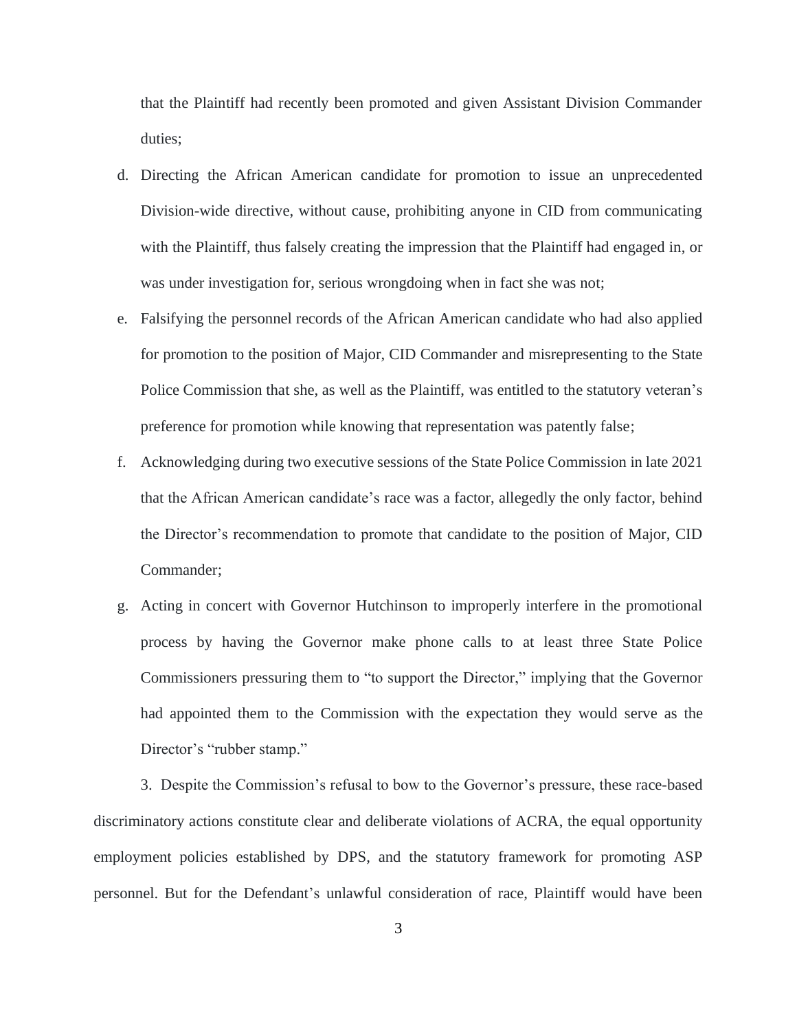that the Plaintiff had recently been promoted and given Assistant Division Commander duties;

d. Directing the African American candidate for promotion to issue an unprecedented Division-wide directive, without cause, prohibiting anyone in CID from communicating with the Plaintiff, thus falsely creating the impression that the Plaintiff had engaged in, or was under investigation for, serious wrongdoing when in fact she was not;

e. Falsifying the personnel records of the African American candidate who had also applied for promotion to the position of Major, CID Commander and misrepresenting to the State Police Commission that she, as well as the Plaintiff, was entitled to the statutory veteran's preference for promotion while knowing that representation was patently false;

f. Acknowledging during two executive sessions of the State Police Commission in late 2021 that the African American candidate's race was a factor, allegedly the only factor, behind the Director's recommendation to promote that candidate to the position of Major, CID Commander;

g. Acting in concert with Governor Hutchinson to improperly interfere in the promotional process by having the Governor make phone calls to at least three State Police Commissioners pressuring them to "to support the Director," implying that the Governor had appointed them to the Commission with the expectation they would serve as the Director's "rubber stamp."

3. Despite the Commission's refusal to bow to the Governor's pressure, these race-based discriminatory actions constitute clear and deliberate violations of ACRA, the equal opportunity employment policies established by DPS, and the statutory framework for promoting ASP personnel. But for the Defendant's unlawful consideration of race, Plaintiff would have been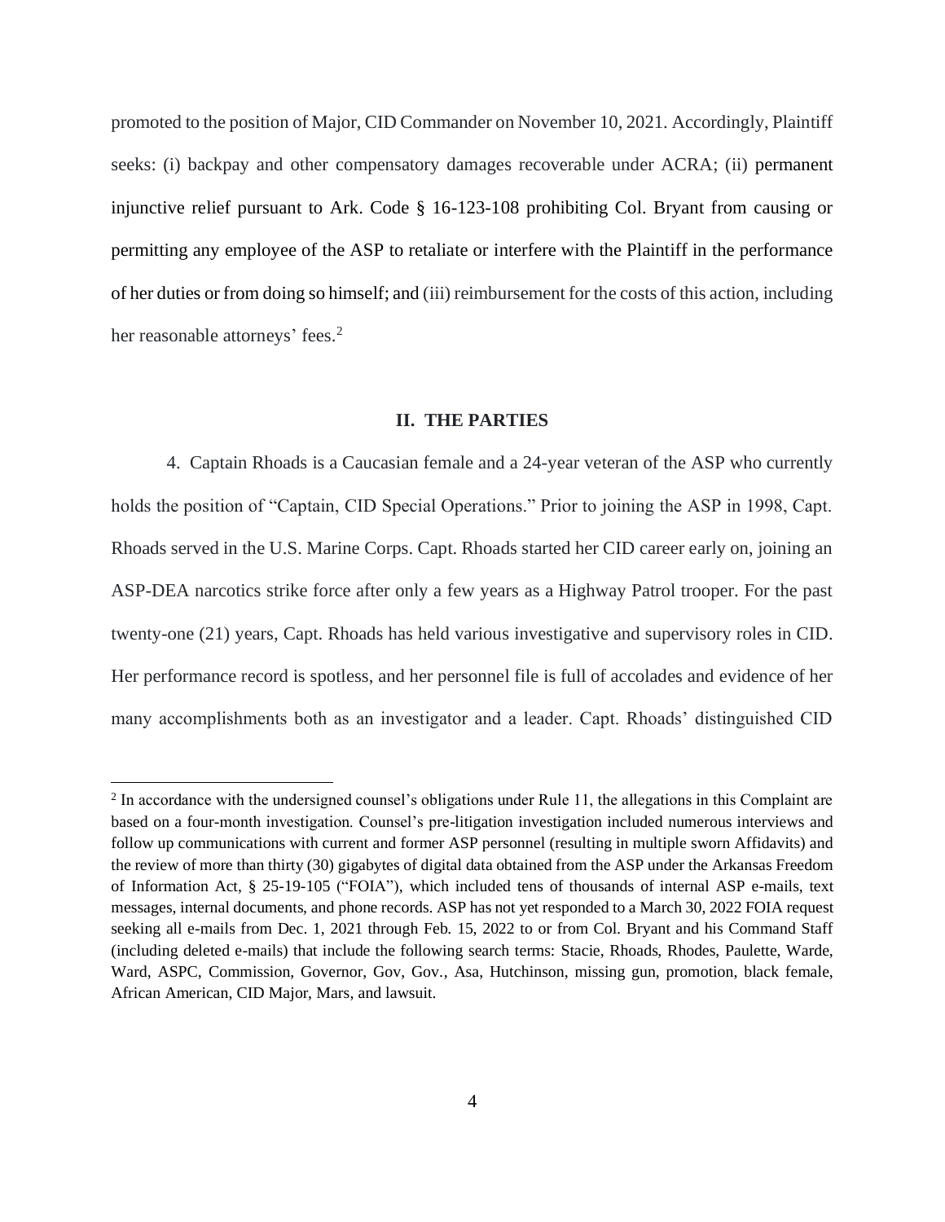promoted to the position of Major, CID Commander on November 10, 2021. Accordingly, Plaintiff seeks: (i) backpay and other compensatory damages recoverable under ACRA; (ii) permanent injunctive relief pursuant to Ark. Code § 16-123-108 prohibiting Col. Bryant from causing or permitting any employee of the ASP to retaliate or interfere with the Plaintiff in the performance of her duties or from doing so himself; and (iii) reimbursement for the costs of this action, including her reasonable attorneys' fees.[2]

## II. THE PARTIES

4. Captain Rhoads is a Caucasian female and a 24-year veteran of the ASP who currently holds the position of "Captain, CID Special Operations." Prior to joining the ASP in 1998, Capt. Rhoads served in the U.S. Marine Corps. Capt. Rhoads started her CID career early on, joining an ASP-DEA narcotics strike force after only a few years as a Highway Patrol trooper. For the past twenty-one (21) years, Capt. Rhoads has held various investigative and supervisory roles in CID. Her performance record is spotless, and her personnel file is full of accolades and evidence of her many accomplishments both as an investigator and a leader. Capt. Rhoads' distinguished CID

---

[2] In accordance with the undersigned counsel's obligations under Rule 11, the allegations in this Complaint are based on a four-month investigation. Counsel's pre-litigation investigation included numerous interviews and follow up communications with current and former ASP personnel (resulting in multiple sworn Affidavits) and the review of more than thirty (30) gigabytes of digital data obtained from the ASP under the Arkansas Freedom of Information Act, § 25-19-105 ("FOIA"), which included tens of thousands of internal ASP e-mails, text messages, internal documents, and phone records. ASP has not yet responded to a March 30, 2022 FOIA request seeking all e-mails from Dec. 1, 2021 through Feb. 15, 2022 to or from Col. Bryant and his Command Staff (including deleted e-mails) that include the following search terms: Stacie, Rhoads, Rhodes, Paulette, Warde, Ward, ASPC, Commission, Governor, Gov, Gov., Asa, Hutchinson, missing gun, promotion, black female, African American, CID Major, Mars, and lawsuit.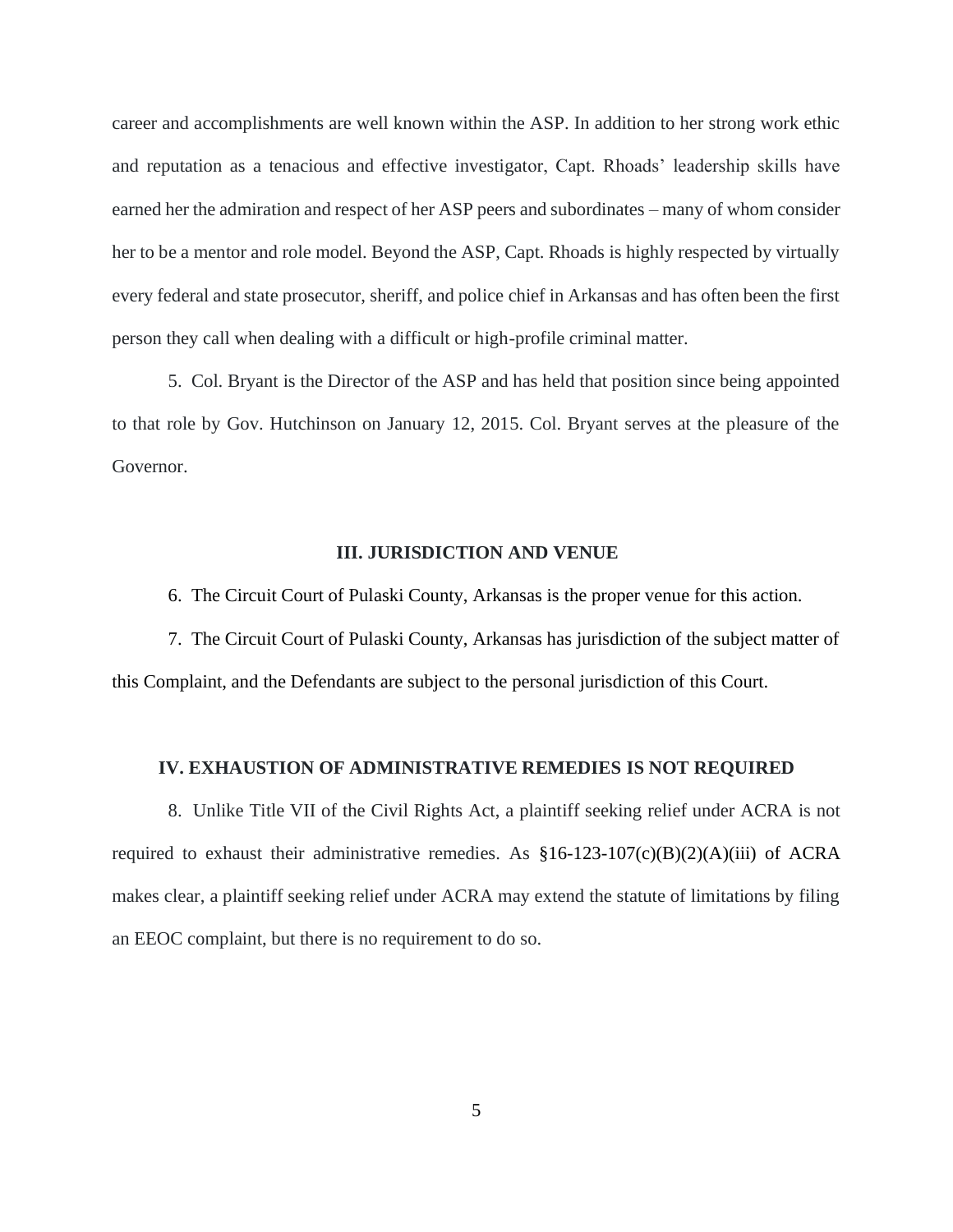career and accomplishments are well known within the ASP. In addition to her strong work ethic and reputation as a tenacious and effective investigator, Capt. Rhoads' leadership skills have earned her the admiration and respect of her ASP peers and subordinates – many of whom consider her to be a mentor and role model. Beyond the ASP, Capt. Rhoads is highly respected by virtually every federal and state prosecutor, sheriff, and police chief in Arkansas and has often been the first person they call when dealing with a difficult or high-profile criminal matter.

5. Col. Bryant is the Director of the ASP and has held that position since being appointed to that role by Gov. Hutchinson on January 12, 2015. Col. Bryant serves at the pleasure of the Governor.

## III. JURISDICTION AND VENUE

6. The Circuit Court of Pulaski County, Arkansas is the proper venue for this action.

7. The Circuit Court of Pulaski County, Arkansas has jurisdiction of the subject matter of this Complaint, and the Defendants are subject to the personal jurisdiction of this Court.

## IV. EXHAUSTION OF ADMINISTRATIVE REMEDIES IS NOT REQUIRED

8. Unlike Title VII of the Civil Rights Act, a plaintiff seeking relief under ACRA is not required to exhaust their administrative remedies. As §16-123-107(c)(B)(2)(A)(iii) of ACRA makes clear, a plaintiff seeking relief under ACRA may extend the statute of limitations by filing an EEOC complaint, but there is no requirement to do so.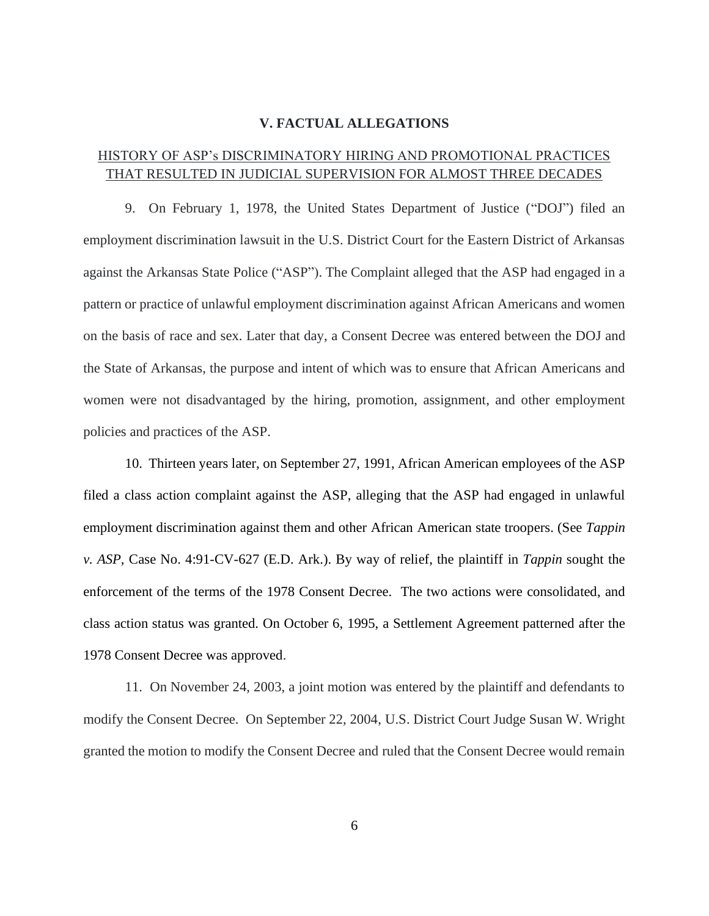## V. FACTUAL ALLEGATIONS

HISTORY OF ASP's DISCRIMINATORY HIRING AND PROMOTIONAL PRACTICES THAT RESULTED IN JUDICIAL SUPERVISION FOR ALMOST THREE DECADES

9. On February 1, 1978, the United States Department of Justice ("DOJ") filed an employment discrimination lawsuit in the U.S. District Court for the Eastern District of Arkansas against the Arkansas State Police ("ASP"). The Complaint alleged that the ASP had engaged in a pattern or practice of unlawful employment discrimination against African Americans and women on the basis of race and sex. Later that day, a Consent Decree was entered between the DOJ and the State of Arkansas, the purpose and intent of which was to ensure that African Americans and women were not disadvantaged by the hiring, promotion, assignment, and other employment policies and practices of the ASP.

10. Thirteen years later, on September 27, 1991, African American employees of the ASP filed a class action complaint against the ASP, alleging that the ASP had engaged in unlawful employment discrimination against them and other African American state troopers. (See *Tappin v. ASP*, Case No. 4:91-CV-627 (E.D. Ark.). By way of relief, the plaintiff in *Tappin* sought the enforcement of the terms of the 1978 Consent Decree. The two actions were consolidated, and class action status was granted. On October 6, 1995, a Settlement Agreement patterned after the 1978 Consent Decree was approved.

11. On November 24, 2003, a joint motion was entered by the plaintiff and defendants to modify the Consent Decree. On September 22, 2004, U.S. District Court Judge Susan W. Wright granted the motion to modify the Consent Decree and ruled that the Consent Decree would remain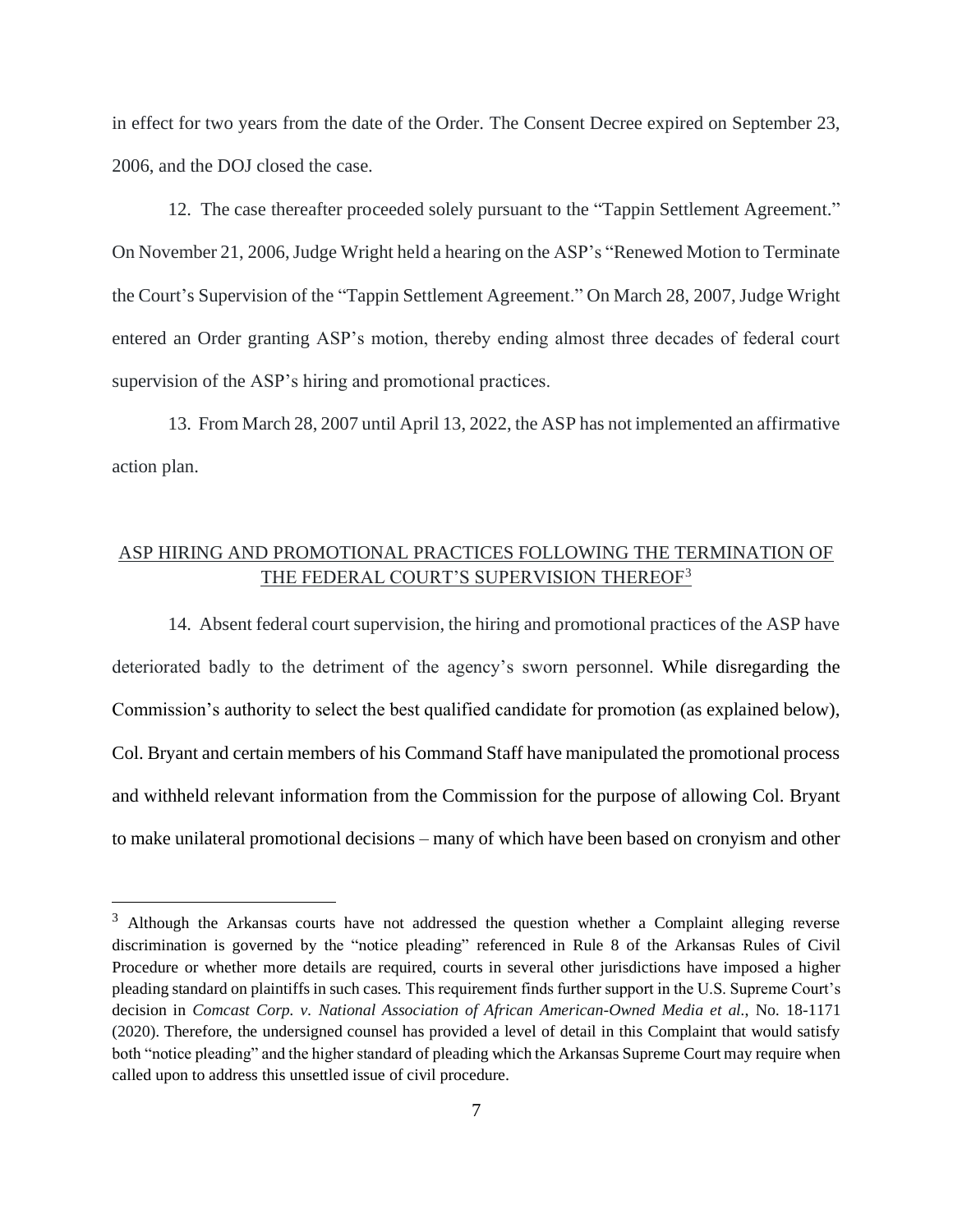in effect for two years from the date of the Order. The Consent Decree expired on September 23, 2006, and the DOJ closed the case.

12. The case thereafter proceeded solely pursuant to the "Tappin Settlement Agreement." On November 21, 2006, Judge Wright held a hearing on the ASP's "Renewed Motion to Terminate the Court's Supervision of the "Tappin Settlement Agreement." On March 28, 2007, Judge Wright entered an Order granting ASP's motion, thereby ending almost three decades of federal court supervision of the ASP's hiring and promotional practices.

13. From March 28, 2007 until April 13, 2022, the ASP has not implemented an affirmative action plan.

## ASP HIRING AND PROMOTIONAL PRACTICES FOLLOWING THE TERMINATION OF THE FEDERAL COURT'S SUPERVISION THEREOF[3]

14. Absent federal court supervision, the hiring and promotional practices of the ASP have deteriorated badly to the detriment of the agency's sworn personnel. While disregarding the Commission's authority to select the best qualified candidate for promotion (as explained below), Col. Bryant and certain members of his Command Staff have manipulated the promotional process and withheld relevant information from the Commission for the purpose of allowing Col. Bryant to make unilateral promotional decisions – many of which have been based on cronyism and other

[3] Although the Arkansas courts have not addressed the question whether a Complaint alleging reverse discrimination is governed by the "notice pleading" referenced in Rule 8 of the Arkansas Rules of Civil Procedure or whether more details are required, courts in several other jurisdictions have imposed a higher pleading standard on plaintiffs in such cases. This requirement finds further support in the U.S. Supreme Court's decision in *Comcast Corp. v. National Association of African American-Owned Media et al.*, No. 18-1171 (2020). Therefore, the undersigned counsel has provided a level of detail in this Complaint that would satisfy both "notice pleading" and the higher standard of pleading which the Arkansas Supreme Court may require when called upon to address this unsettled issue of civil procedure.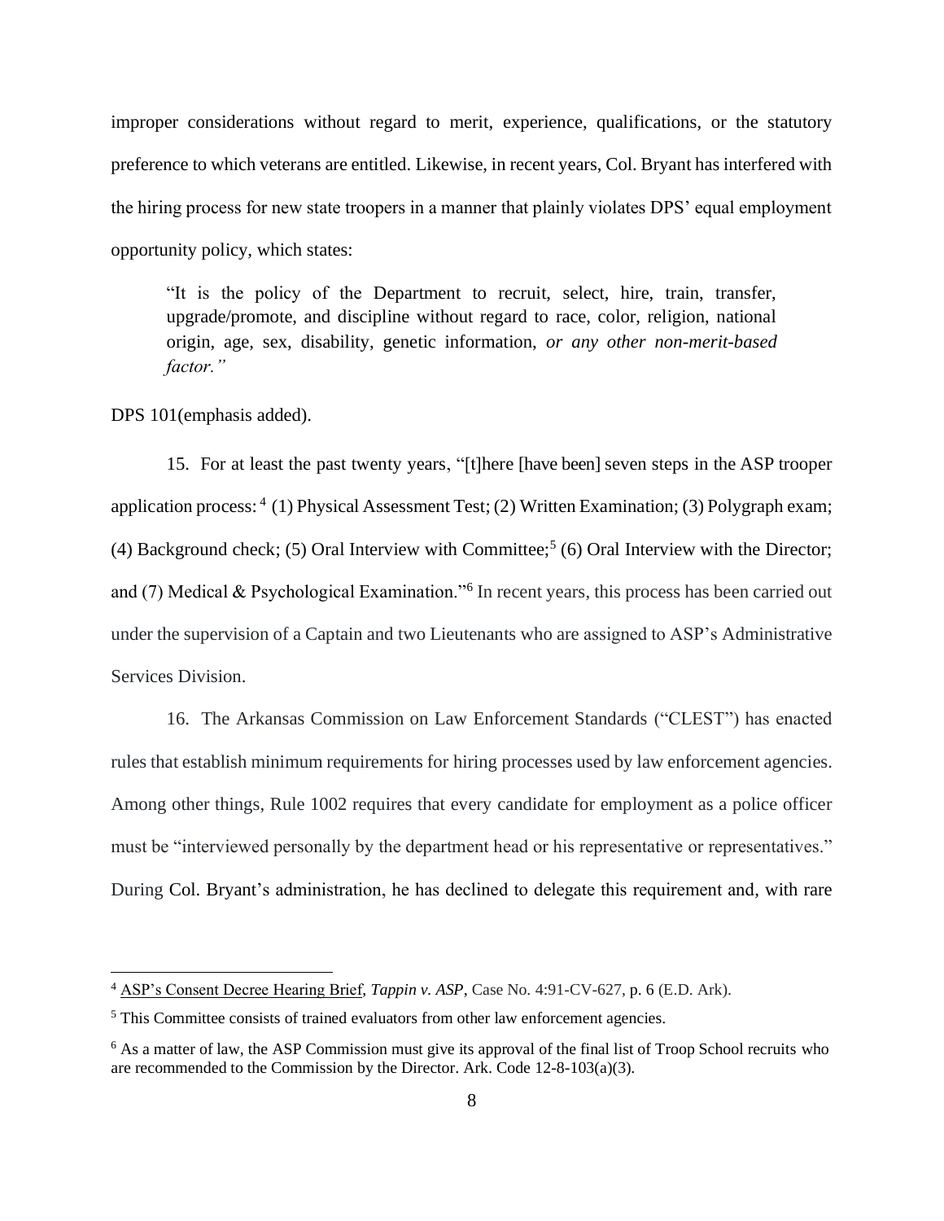improper considerations without regard to merit, experience, qualifications, or the statutory preference to which veterans are entitled. Likewise, in recent years, Col. Bryant has interfered with the hiring process for new state troopers in a manner that plainly violates DPS' equal employment opportunity policy, which states:

> "It is the policy of the Department to recruit, select, hire, train, transfer, upgrade/promote, and discipline without regard to race, color, religion, national origin, age, sex, disability, genetic information, *or any other non-merit-based factor."*

DPS 101(emphasis added).

15. For at least the past twenty years, "[t]here [have been] seven steps in the ASP trooper application process:[4] (1) Physical Assessment Test; (2) Written Examination; (3) Polygraph exam; (4) Background check; (5) Oral Interview with Committee;[5] (6) Oral Interview with the Director; and (7) Medical & Psychological Examination."[6] In recent years, this process has been carried out under the supervision of a Captain and two Lieutenants who are assigned to ASP's Administrative Services Division.

16. The Arkansas Commission on Law Enforcement Standards ("CLEST") has enacted rules that establish minimum requirements for hiring processes used by law enforcement agencies. Among other things, Rule 1002 requires that every candidate for employment as a police officer must be "interviewed personally by the department head or his representative or representatives." During Col. Bryant's administration, he has declined to delegate this requirement and, with rare

---

[4] ASP's Consent Decree Hearing Brief, *Tappin v. ASP*, Case No. 4:91-CV-627, p. 6 (E.D. Ark).

[5] This Committee consists of trained evaluators from other law enforcement agencies.

[6] As a matter of law, the ASP Commission must give its approval of the final list of Troop School recruits who are recommended to the Commission by the Director. Ark. Code 12-8-103(a)(3).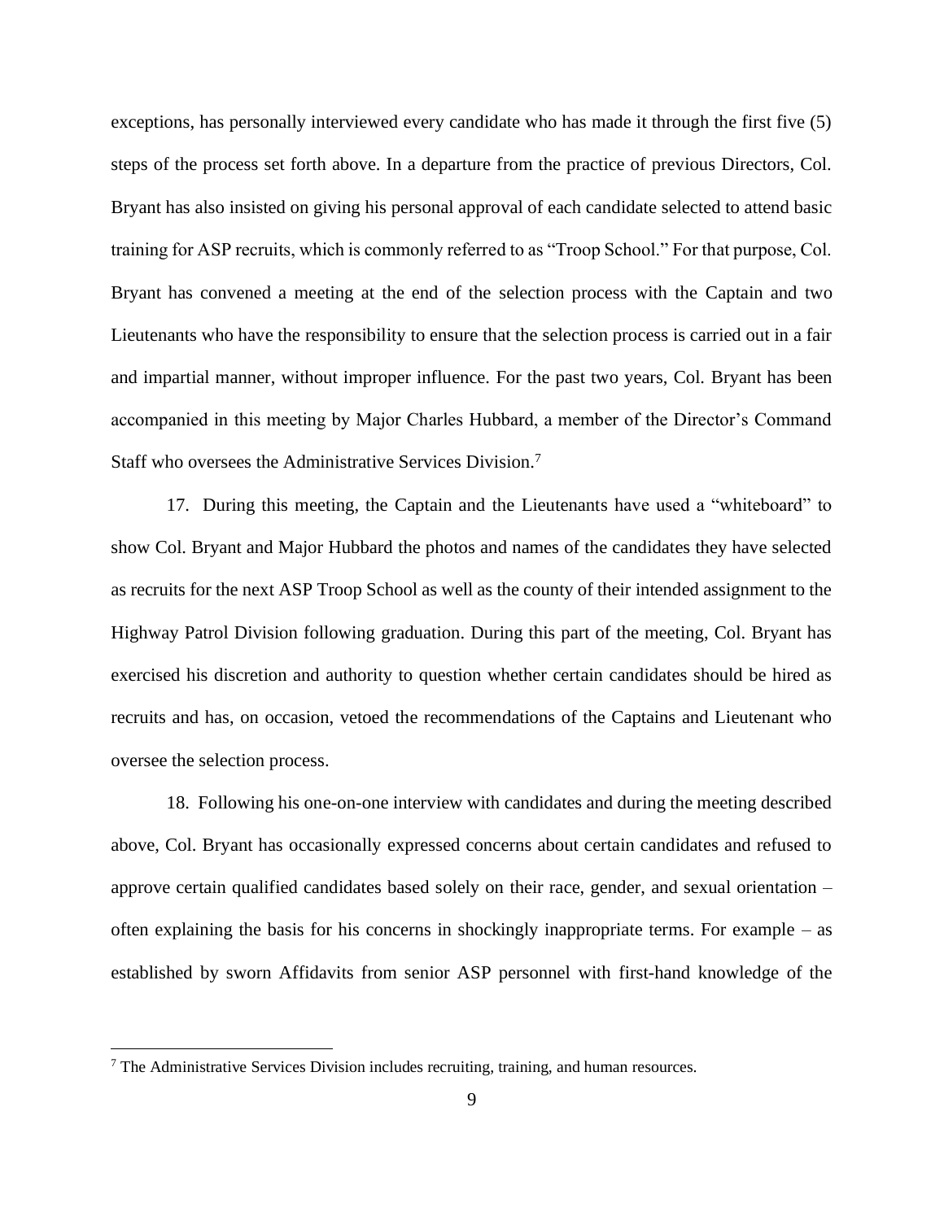exceptions, has personally interviewed every candidate who has made it through the first five (5) steps of the process set forth above. In a departure from the practice of previous Directors, Col. Bryant has also insisted on giving his personal approval of each candidate selected to attend basic training for ASP recruits, which is commonly referred to as "Troop School." For that purpose, Col. Bryant has convened a meeting at the end of the selection process with the Captain and two Lieutenants who have the responsibility to ensure that the selection process is carried out in a fair and impartial manner, without improper influence. For the past two years, Col. Bryant has been accompanied in this meeting by Major Charles Hubbard, a member of the Director's Command Staff who oversees the Administrative Services Division.[7]

17. During this meeting, the Captain and the Lieutenants have used a "whiteboard" to show Col. Bryant and Major Hubbard the photos and names of the candidates they have selected as recruits for the next ASP Troop School as well as the county of their intended assignment to the Highway Patrol Division following graduation. During this part of the meeting, Col. Bryant has exercised his discretion and authority to question whether certain candidates should be hired as recruits and has, on occasion, vetoed the recommendations of the Captains and Lieutenant who oversee the selection process.

18. Following his one-on-one interview with candidates and during the meeting described above, Col. Bryant has occasionally expressed concerns about certain candidates and refused to approve certain qualified candidates based solely on their race, gender, and sexual orientation – often explaining the basis for his concerns in shockingly inappropriate terms. For example – as established by sworn Affidavits from senior ASP personnel with first-hand knowledge of the

[7] The Administrative Services Division includes recruiting, training, and human resources.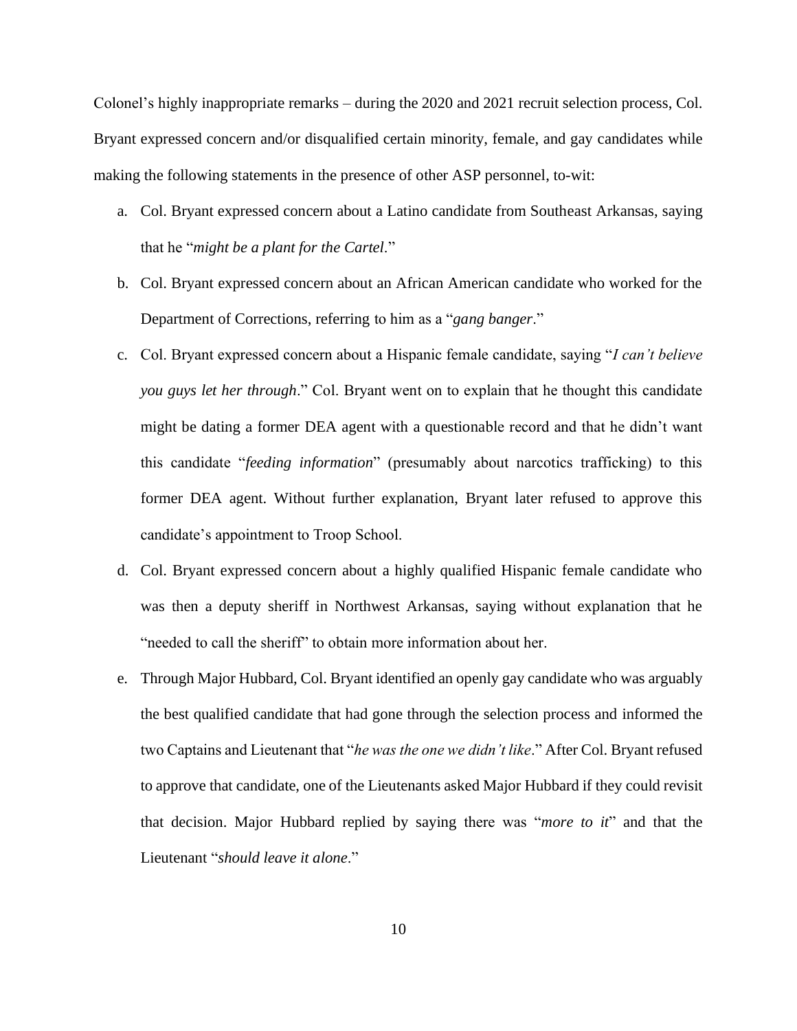Colonel's highly inappropriate remarks – during the 2020 and 2021 recruit selection process, Col. Bryant expressed concern and/or disqualified certain minority, female, and gay candidates while making the following statements in the presence of other ASP personnel, to-wit:

a. Col. Bryant expressed concern about a Latino candidate from Southeast Arkansas, saying that he "*might be a plant for the Cartel*."

b. Col. Bryant expressed concern about an African American candidate who worked for the Department of Corrections, referring to him as a "*gang banger*."

c. Col. Bryant expressed concern about a Hispanic female candidate, saying "*I can't believe you guys let her through*." Col. Bryant went on to explain that he thought this candidate might be dating a former DEA agent with a questionable record and that he didn't want this candidate "*feeding information*" (presumably about narcotics trafficking) to this former DEA agent. Without further explanation, Bryant later refused to approve this candidate's appointment to Troop School.

d. Col. Bryant expressed concern about a highly qualified Hispanic female candidate who was then a deputy sheriff in Northwest Arkansas, saying without explanation that he "needed to call the sheriff" to obtain more information about her.

e. Through Major Hubbard, Col. Bryant identified an openly gay candidate who was arguably the best qualified candidate that had gone through the selection process and informed the two Captains and Lieutenant that "*he was the one we didn't like*." After Col. Bryant refused to approve that candidate, one of the Lieutenants asked Major Hubbard if they could revisit that decision. Major Hubbard replied by saying there was "*more to it*" and that the Lieutenant "*should leave it alone*."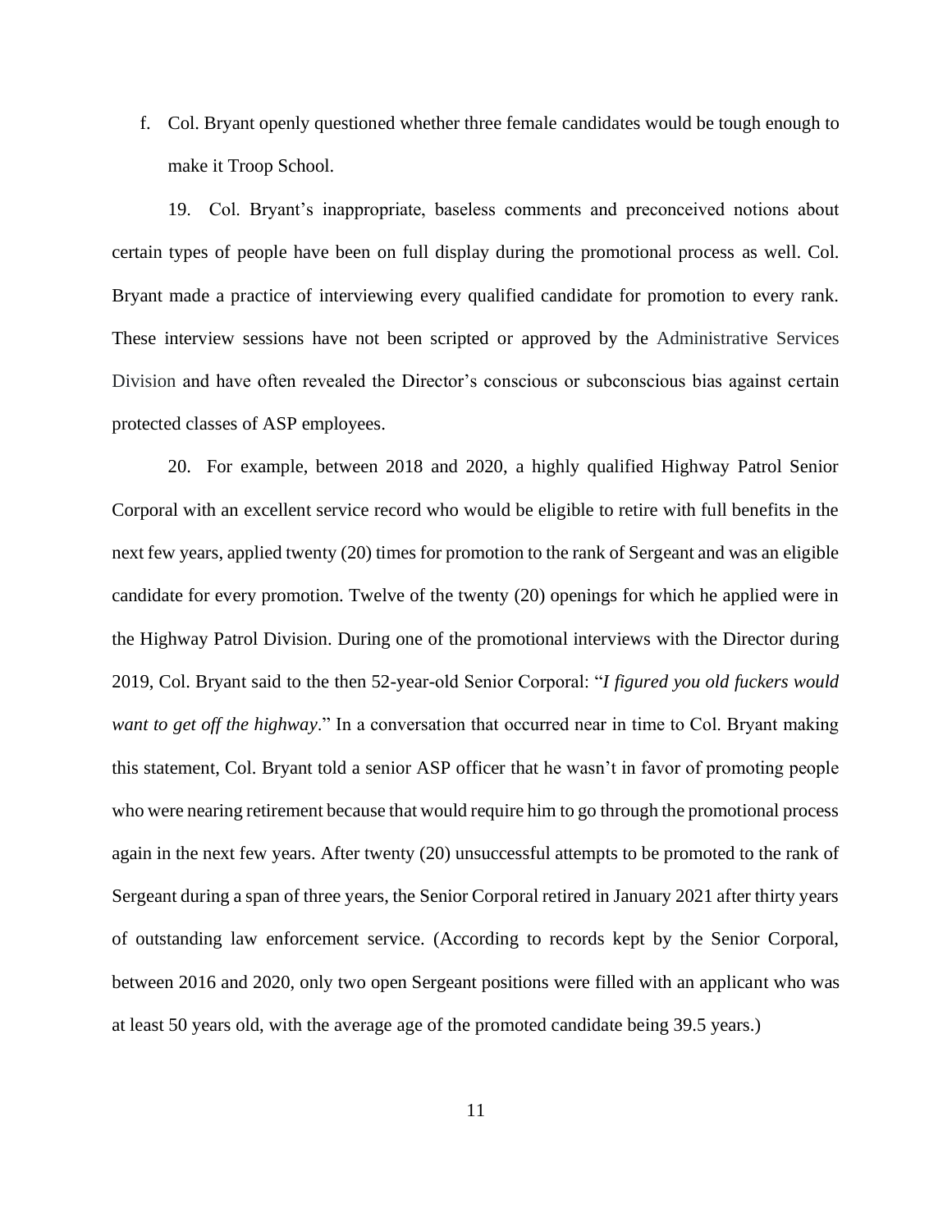f. Col. Bryant openly questioned whether three female candidates would be tough enough to make it Troop School.

19. Col. Bryant's inappropriate, baseless comments and preconceived notions about certain types of people have been on full display during the promotional process as well. Col. Bryant made a practice of interviewing every qualified candidate for promotion to every rank. These interview sessions have not been scripted or approved by the Administrative Services Division and have often revealed the Director's conscious or subconscious bias against certain protected classes of ASP employees.

20. For example, between 2018 and 2020, a highly qualified Highway Patrol Senior Corporal with an excellent service record who would be eligible to retire with full benefits in the next few years, applied twenty (20) times for promotion to the rank of Sergeant and was an eligible candidate for every promotion. Twelve of the twenty (20) openings for which he applied were in the Highway Patrol Division. During one of the promotional interviews with the Director during 2019, Col. Bryant said to the then 52-year-old Senior Corporal: "*I figured you old fuckers would want to get off the highway*." In a conversation that occurred near in time to Col. Bryant making this statement, Col. Bryant told a senior ASP officer that he wasn't in favor of promoting people who were nearing retirement because that would require him to go through the promotional process again in the next few years. After twenty (20) unsuccessful attempts to be promoted to the rank of Sergeant during a span of three years, the Senior Corporal retired in January 2021 after thirty years of outstanding law enforcement service. (According to records kept by the Senior Corporal, between 2016 and 2020, only two open Sergeant positions were filled with an applicant who was at least 50 years old, with the average age of the promoted candidate being 39.5 years.)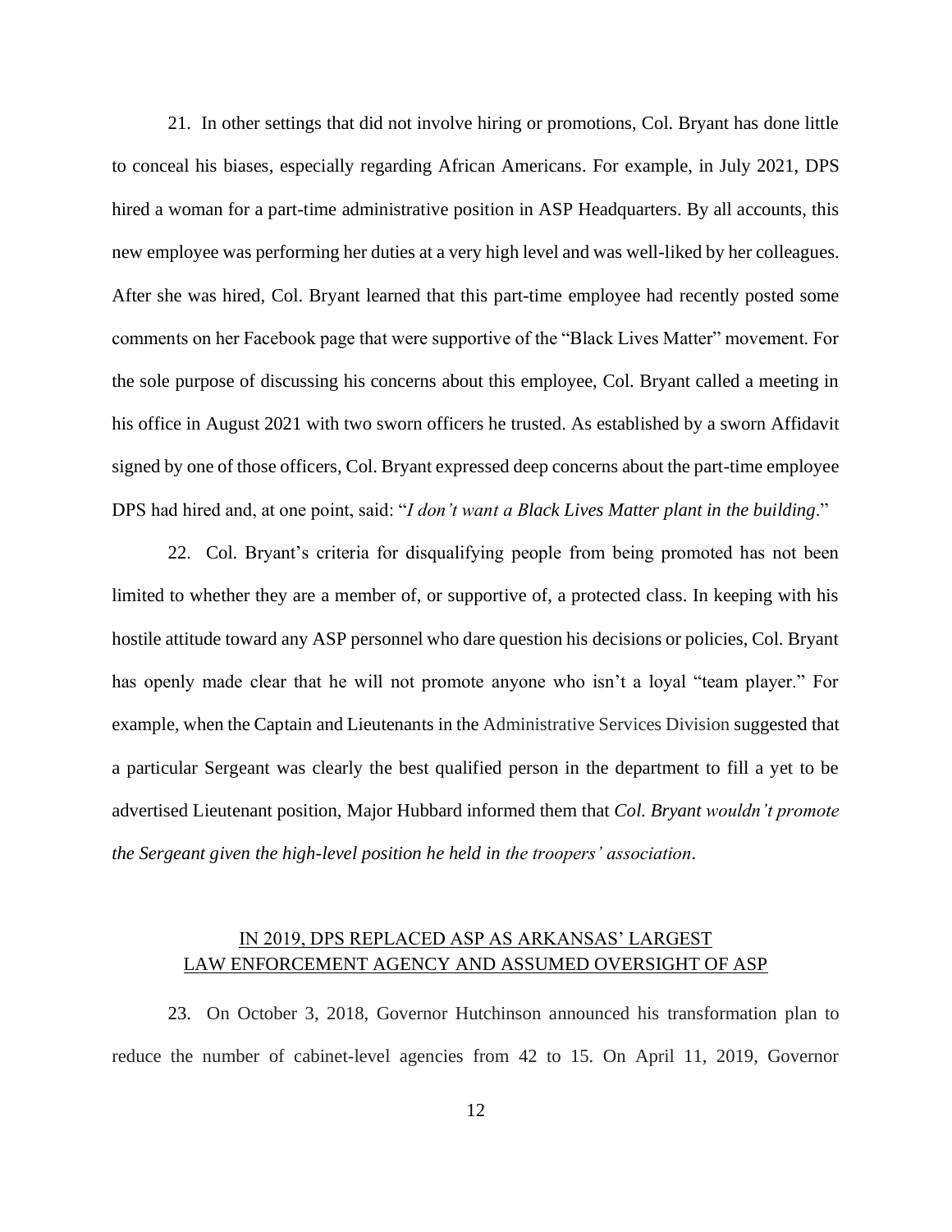21. In other settings that did not involve hiring or promotions, Col. Bryant has done little to conceal his biases, especially regarding African Americans. For example, in July 2021, DPS hired a woman for a part-time administrative position in ASP Headquarters. By all accounts, this new employee was performing her duties at a very high level and was well-liked by her colleagues. After she was hired, Col. Bryant learned that this part-time employee had recently posted some comments on her Facebook page that were supportive of the "Black Lives Matter" movement. For the sole purpose of discussing his concerns about this employee, Col. Bryant called a meeting in his office in August 2021 with two sworn officers he trusted. As established by a sworn Affidavit signed by one of those officers, Col. Bryant expressed deep concerns about the part-time employee DPS had hired and, at one point, said: "*I don't want a Black Lives Matter plant in the building*."

22. Col. Bryant's criteria for disqualifying people from being promoted has not been limited to whether they are a member of, or supportive of, a protected class. In keeping with his hostile attitude toward any ASP personnel who dare question his decisions or policies, Col. Bryant has openly made clear that he will not promote anyone who isn't a loyal "team player." For example, when the Captain and Lieutenants in the Administrative Services Division suggested that a particular Sergeant was clearly the best qualified person in the department to fill a yet to be advertised Lieutenant position, Major Hubbard informed them that *Col. Bryant wouldn't promote the Sergeant given the high-level position he held in the troopers' association*.

## IN 2019, DPS REPLACED ASP AS ARKANSAS' LARGEST LAW ENFORCEMENT AGENCY AND ASSUMED OVERSIGHT OF ASP

23. On October 3, 2018, Governor Hutchinson announced his transformation plan to reduce the number of cabinet-level agencies from 42 to 15. On April 11, 2019, Governor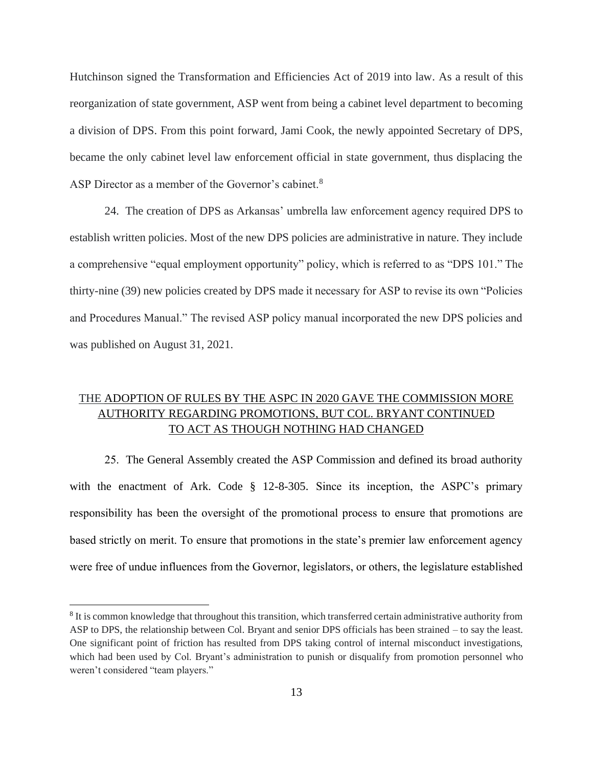Hutchinson signed the Transformation and Efficiencies Act of 2019 into law. As a result of this reorganization of state government, ASP went from being a cabinet level department to becoming a division of DPS. From this point forward, Jami Cook, the newly appointed Secretary of DPS, became the only cabinet level law enforcement official in state government, thus displacing the ASP Director as a member of the Governor's cabinet.[8]

24. The creation of DPS as Arkansas' umbrella law enforcement agency required DPS to establish written policies. Most of the new DPS policies are administrative in nature. They include a comprehensive "equal employment opportunity" policy, which is referred to as "DPS 101." The thirty-nine (39) new policies created by DPS made it necessary for ASP to revise its own "Policies and Procedures Manual." The revised ASP policy manual incorporated the new DPS policies and was published on August 31, 2021.

## THE ADOPTION OF RULES BY THE ASPC IN 2020 GAVE THE COMMISSION MORE AUTHORITY REGARDING PROMOTIONS, BUT COL. BRYANT CONTINUED TO ACT AS THOUGH NOTHING HAD CHANGED

25. The General Assembly created the ASP Commission and defined its broad authority with the enactment of Ark. Code § 12-8-305. Since its inception, the ASPC's primary responsibility has been the oversight of the promotional process to ensure that promotions are based strictly on merit. To ensure that promotions in the state's premier law enforcement agency were free of undue influences from the Governor, legislators, or others, the legislature established

---

[8] It is common knowledge that throughout this transition, which transferred certain administrative authority from ASP to DPS, the relationship between Col. Bryant and senior DPS officials has been strained – to say the least. One significant point of friction has resulted from DPS taking control of internal misconduct investigations, which had been used by Col. Bryant's administration to punish or disqualify from promotion personnel who weren't considered "team players."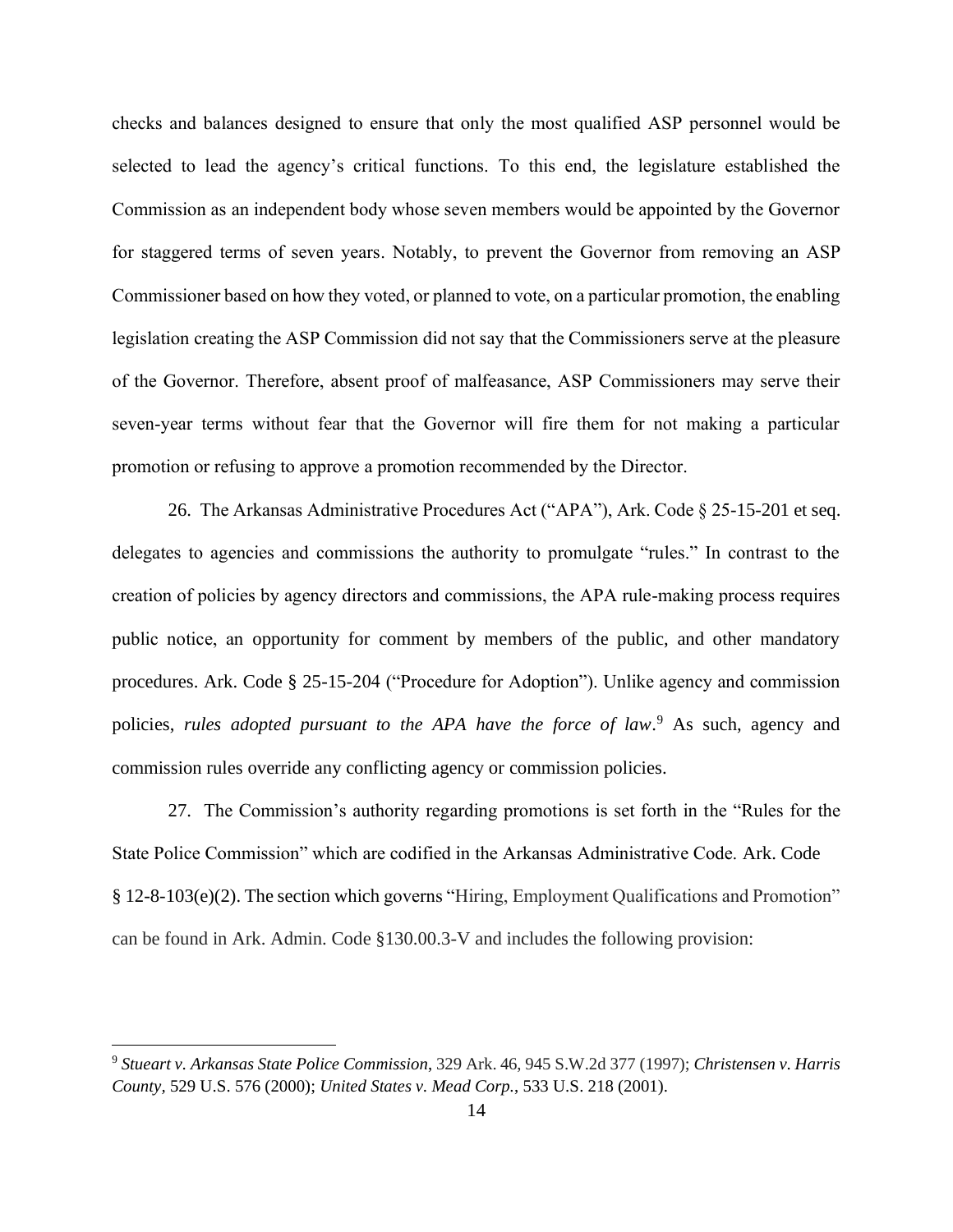checks and balances designed to ensure that only the most qualified ASP personnel would be selected to lead the agency's critical functions. To this end, the legislature established the Commission as an independent body whose seven members would be appointed by the Governor for staggered terms of seven years. Notably, to prevent the Governor from removing an ASP Commissioner based on how they voted, or planned to vote, on a particular promotion, the enabling legislation creating the ASP Commission did not say that the Commissioners serve at the pleasure of the Governor. Therefore, absent proof of malfeasance, ASP Commissioners may serve their seven-year terms without fear that the Governor will fire them for not making a particular promotion or refusing to approve a promotion recommended by the Director.

26. The Arkansas Administrative Procedures Act ("APA"), Ark. Code § 25-15-201 et seq. delegates to agencies and commissions the authority to promulgate "rules." In contrast to the creation of policies by agency directors and commissions, the APA rule-making process requires public notice, an opportunity for comment by members of the public, and other mandatory procedures. Ark. Code § 25-15-204 ("Procedure for Adoption"). Unlike agency and commission policies, *rules adopted pursuant to the APA have the force of law*.[9] As such, agency and commission rules override any conflicting agency or commission policies.

27. The Commission's authority regarding promotions is set forth in the "Rules for the State Police Commission" which are codified in the Arkansas Administrative Code. Ark. Code § 12-8-103(e)(2). The section which governs "Hiring, Employment Qualifications and Promotion" can be found in Ark. Admin. Code §130.00.3-V and includes the following provision:

---

[9] *Stueart v. Arkansas State Police Commission*, 329 Ark. 46, 945 S.W.2d 377 (1997); *Christensen v. Harris County*, 529 U.S. 576 (2000); *United States v. Mead Corp.*, 533 U.S. 218 (2001).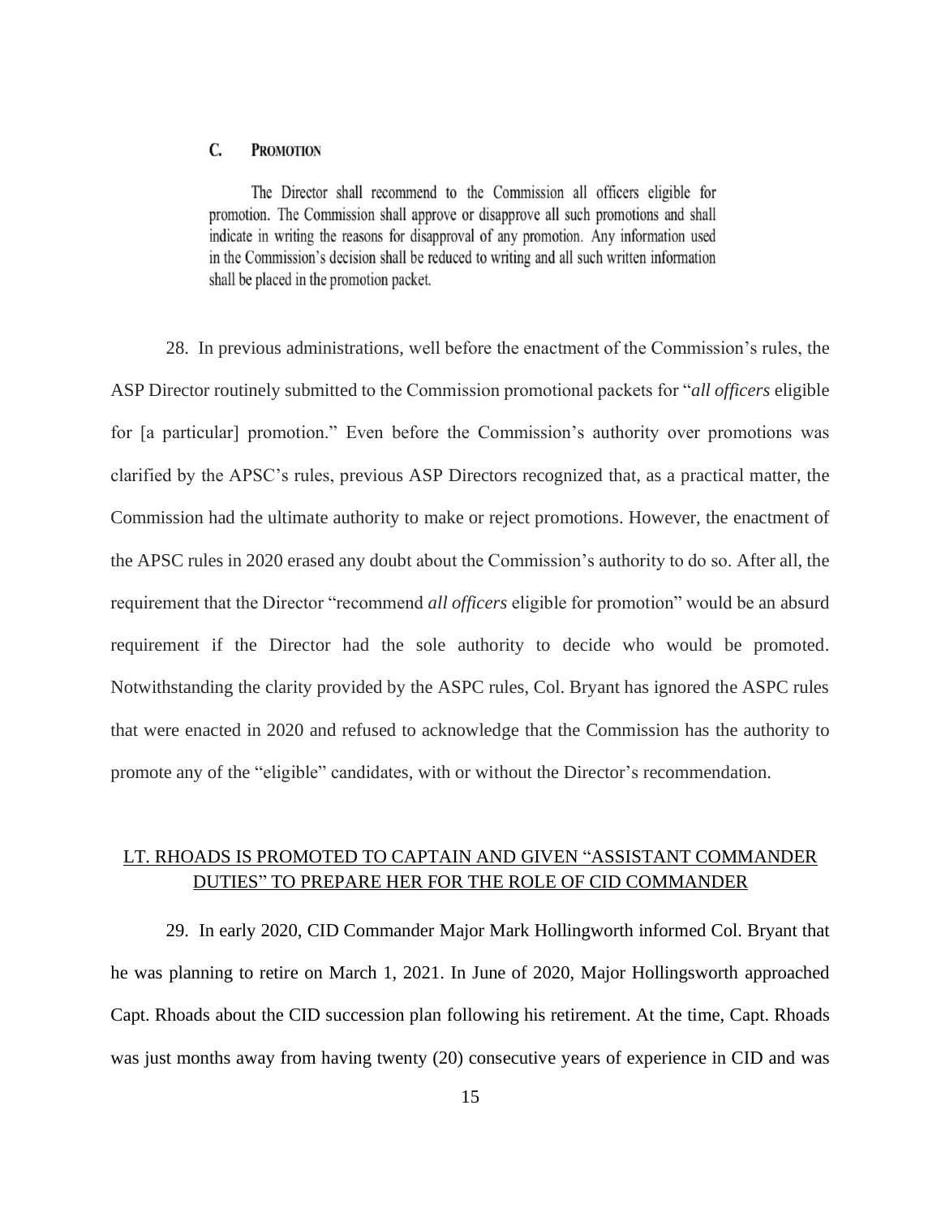### C. Promotion

> The Director shall recommend to the Commission all officers eligible for promotion. The Commission shall approve or disapprove all such promotions and shall indicate in writing the reasons for disapproval of any promotion. Any information used in the Commission's decision shall be reduced to writing and all such written information shall be placed in the promotion packet.

28. In previous administrations, well before the enactment of the Commission's rules, the ASP Director routinely submitted to the Commission promotional packets for "*all officers* eligible for [a particular] promotion." Even before the Commission's authority over promotions was clarified by the APSC's rules, previous ASP Directors recognized that, as a practical matter, the Commission had the ultimate authority to make or reject promotions. However, the enactment of the APSC rules in 2020 erased any doubt about the Commission's authority to do so. After all, the requirement that the Director "recommend *all officers* eligible for promotion" would be an absurd requirement if the Director had the sole authority to decide who would be promoted. Notwithstanding the clarity provided by the ASPC rules, Col. Bryant has ignored the ASPC rules that were enacted in 2020 and refused to acknowledge that the Commission has the authority to promote any of the "eligible" candidates, with or without the Director's recommendation.

## LT. RHOADS IS PROMOTED TO CAPTAIN AND GIVEN "ASSISTANT COMMANDER DUTIES" TO PREPARE HER FOR THE ROLE OF CID COMMANDER

29. In early 2020, CID Commander Major Mark Hollingworth informed Col. Bryant that he was planning to retire on March 1, 2021. In June of 2020, Major Hollingsworth approached Capt. Rhoads about the CID succession plan following his retirement. At the time, Capt. Rhoads was just months away from having twenty (20) consecutive years of experience in CID and was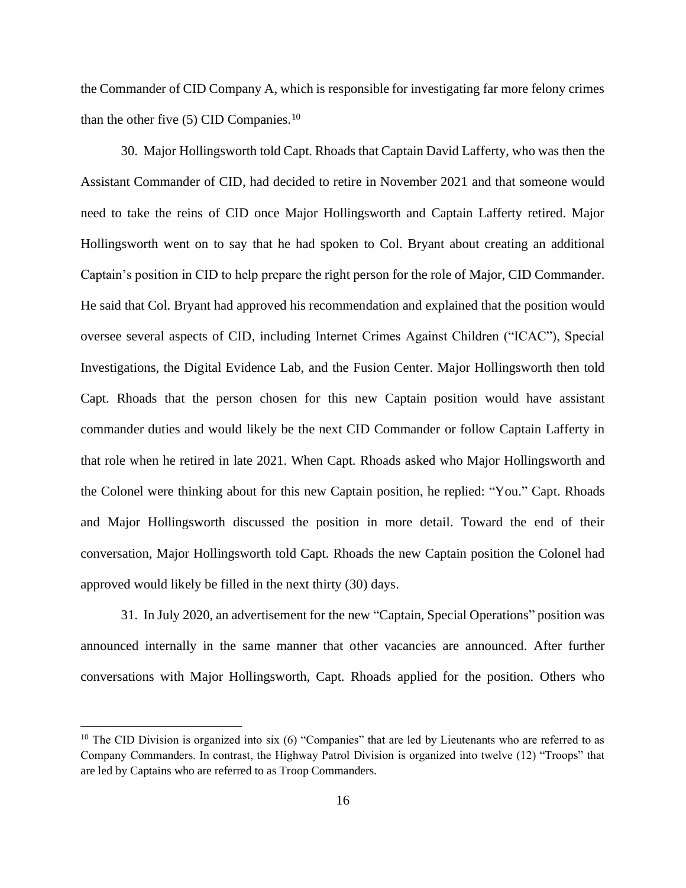the Commander of CID Company A, which is responsible for investigating far more felony crimes than the other five (5) CID Companies.[10]

30. Major Hollingsworth told Capt. Rhoads that Captain David Lafferty, who was then the Assistant Commander of CID, had decided to retire in November 2021 and that someone would need to take the reins of CID once Major Hollingsworth and Captain Lafferty retired. Major Hollingsworth went on to say that he had spoken to Col. Bryant about creating an additional Captain's position in CID to help prepare the right person for the role of Major, CID Commander. He said that Col. Bryant had approved his recommendation and explained that the position would oversee several aspects of CID, including Internet Crimes Against Children ("ICAC"), Special Investigations, the Digital Evidence Lab, and the Fusion Center. Major Hollingsworth then told Capt. Rhoads that the person chosen for this new Captain position would have assistant commander duties and would likely be the next CID Commander or follow Captain Lafferty in that role when he retired in late 2021. When Capt. Rhoads asked who Major Hollingsworth and the Colonel were thinking about for this new Captain position, he replied: "You." Capt. Rhoads and Major Hollingsworth discussed the position in more detail. Toward the end of their conversation, Major Hollingsworth told Capt. Rhoads the new Captain position the Colonel had approved would likely be filled in the next thirty (30) days.

31. In July 2020, an advertisement for the new "Captain, Special Operations" position was announced internally in the same manner that other vacancies are announced. After further conversations with Major Hollingsworth, Capt. Rhoads applied for the position. Others who

[10] The CID Division is organized into six (6) "Companies" that are led by Lieutenants who are referred to as Company Commanders. In contrast, the Highway Patrol Division is organized into twelve (12) "Troops" that are led by Captains who are referred to as Troop Commanders.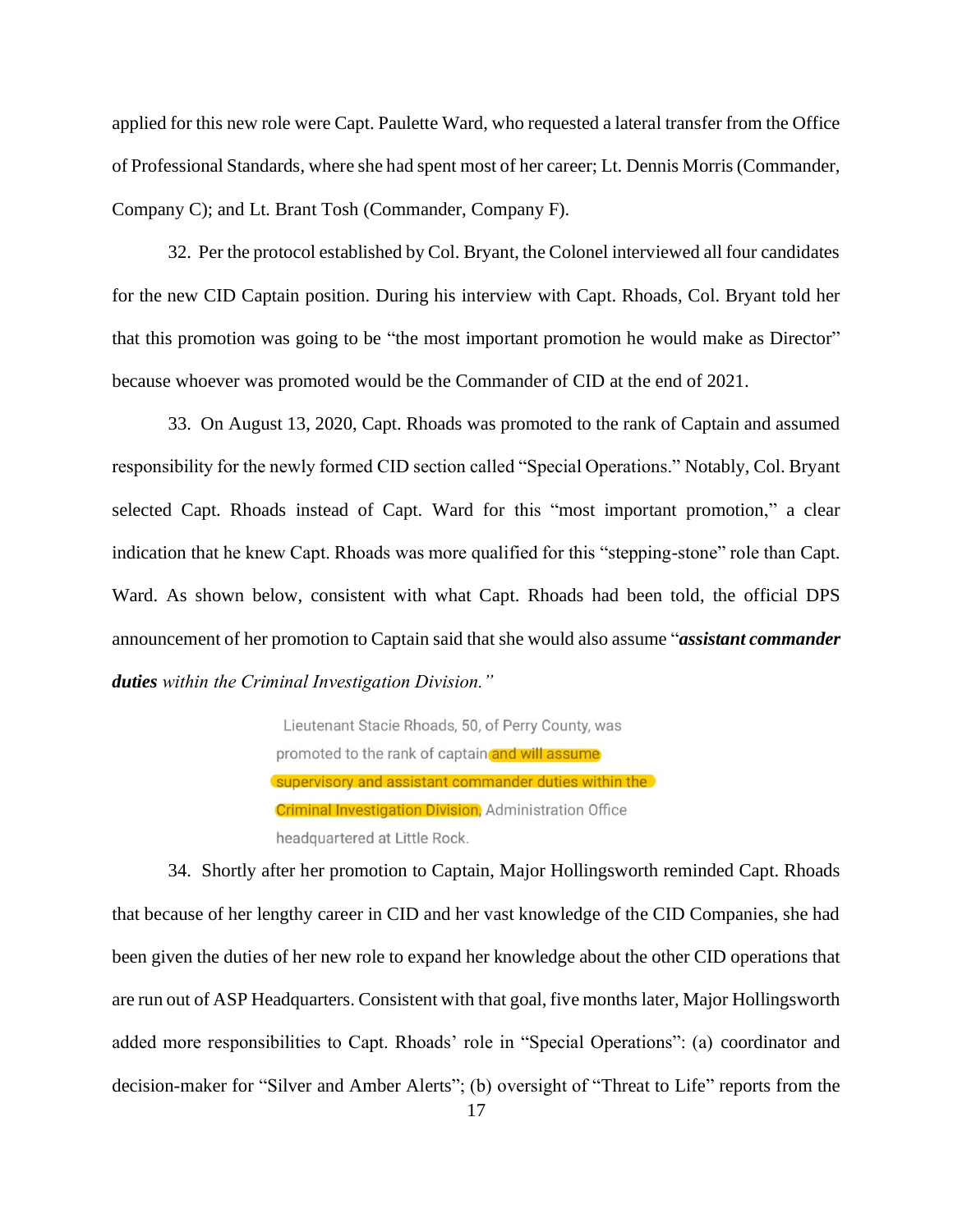applied for this new role were Capt. Paulette Ward, who requested a lateral transfer from the Office of Professional Standards, where she had spent most of her career; Lt. Dennis Morris (Commander, Company C); and Lt. Brant Tosh (Commander, Company F).

32. Per the protocol established by Col. Bryant, the Colonel interviewed all four candidates for the new CID Captain position. During his interview with Capt. Rhoads, Col. Bryant told her that this promotion was going to be "the most important promotion he would make as Director" because whoever was promoted would be the Commander of CID at the end of 2021.

33. On August 13, 2020, Capt. Rhoads was promoted to the rank of Captain and assumed responsibility for the newly formed CID section called "Special Operations." Notably, Col. Bryant selected Capt. Rhoads instead of Capt. Ward for this "most important promotion," a clear indication that he knew Capt. Rhoads was more qualified for this "stepping-stone" role than Capt. Ward. As shown below, consistent with what Capt. Rhoads had been told, the official DPS announcement of her promotion to Captain said that she would also assume "***assistant commander duties*** *within the Criminal Investigation Division."*

> Lieutenant Stacie Rhoads, 50, of Perry County, was promoted to the rank of captain and will assume supervisory and assistant commander duties within the Criminal Investigation Division, Administration Office headquartered at Little Rock.

34. Shortly after her promotion to Captain, Major Hollingsworth reminded Capt. Rhoads that because of her lengthy career in CID and her vast knowledge of the CID Companies, she had been given the duties of her new role to expand her knowledge about the other CID operations that are run out of ASP Headquarters. Consistent with that goal, five months later, Major Hollingsworth added more responsibilities to Capt. Rhoads' role in "Special Operations": (a) coordinator and decision-maker for "Silver and Amber Alerts"; (b) oversight of "Threat to Life" reports from the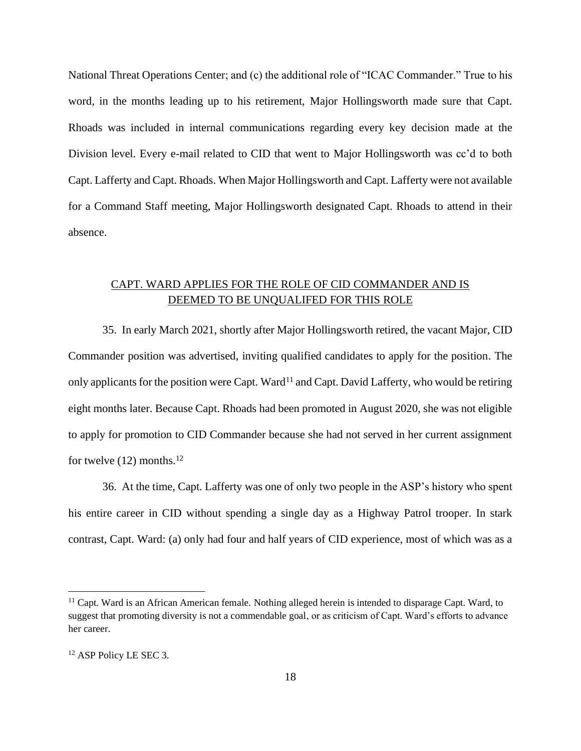National Threat Operations Center; and (c) the additional role of "ICAC Commander." True to his word, in the months leading up to his retirement, Major Hollingsworth made sure that Capt. Rhoads was included in internal communications regarding every key decision made at the Division level. Every e-mail related to CID that went to Major Hollingsworth was cc'd to both Capt. Lafferty and Capt. Rhoads. When Major Hollingsworth and Capt. Lafferty were not available for a Command Staff meeting, Major Hollingsworth designated Capt. Rhoads to attend in their absence.

## CAPT. WARD APPLIES FOR THE ROLE OF CID COMMANDER AND IS DEEMED TO BE UNQUALIFED FOR THIS ROLE

35. In early March 2021, shortly after Major Hollingsworth retired, the vacant Major, CID Commander position was advertised, inviting qualified candidates to apply for the position. The only applicants for the position were Capt. Ward[11] and Capt. David Lafferty, who would be retiring eight months later. Because Capt. Rhoads had been promoted in August 2020, she was not eligible to apply for promotion to CID Commander because she had not served in her current assignment for twelve (12) months.[12]

36. At the time, Capt. Lafferty was one of only two people in the ASP's history who spent his entire career in CID without spending a single day as a Highway Patrol trooper. In stark contrast, Capt. Ward: (a) only had four and half years of CID experience, most of which was as a

---

[11] Capt. Ward is an African American female. Nothing alleged herein is intended to disparage Capt. Ward, to suggest that promoting diversity is not a commendable goal, or as criticism of Capt. Ward's efforts to advance her career.

[12] ASP Policy LE SEC 3.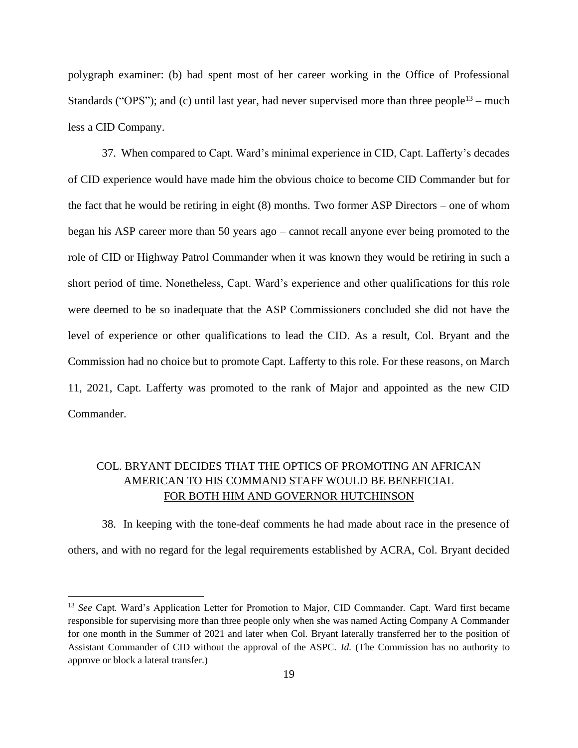polygraph examiner: (b) had spent most of her career working in the Office of Professional Standards ("OPS"); and (c) until last year, had never supervised more than three people[13] – much less a CID Company.

37. When compared to Capt. Ward's minimal experience in CID, Capt. Lafferty's decades of CID experience would have made him the obvious choice to become CID Commander but for the fact that he would be retiring in eight (8) months. Two former ASP Directors – one of whom began his ASP career more than 50 years ago – cannot recall anyone ever being promoted to the role of CID or Highway Patrol Commander when it was known they would be retiring in such a short period of time. Nonetheless, Capt. Ward's experience and other qualifications for this role were deemed to be so inadequate that the ASP Commissioners concluded she did not have the level of experience or other qualifications to lead the CID. As a result, Col. Bryant and the Commission had no choice but to promote Capt. Lafferty to this role. For these reasons, on March 11, 2021, Capt. Lafferty was promoted to the rank of Major and appointed as the new CID Commander.

<u>COL. BRYANT DECIDES THAT THE OPTICS OF PROMOTING AN AFRICAN AMERICAN TO HIS COMMAND STAFF WOULD BE BENEFICIAL FOR BOTH HIM AND GOVERNOR HUTCHINSON</u>

38. In keeping with the tone-deaf comments he had made about race in the presence of others, and with no regard for the legal requirements established by ACRA, Col. Bryant decided

---

[13] *See* Capt. Ward's Application Letter for Promotion to Major, CID Commander. Capt. Ward first became responsible for supervising more than three people only when she was named Acting Company A Commander for one month in the Summer of 2021 and later when Col. Bryant laterally transferred her to the position of Assistant Commander of CID without the approval of the ASPC. *Id.* (The Commission has no authority to approve or block a lateral transfer.)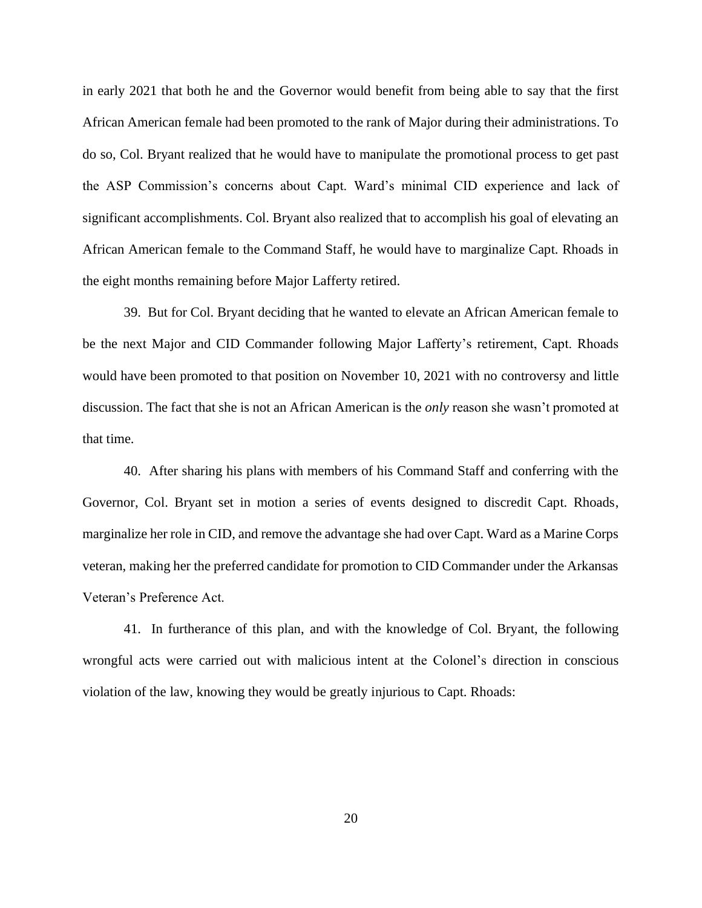in early 2021 that both he and the Governor would benefit from being able to say that the first African American female had been promoted to the rank of Major during their administrations. To do so, Col. Bryant realized that he would have to manipulate the promotional process to get past the ASP Commission's concerns about Capt. Ward's minimal CID experience and lack of significant accomplishments. Col. Bryant also realized that to accomplish his goal of elevating an African American female to the Command Staff, he would have to marginalize Capt. Rhoads in the eight months remaining before Major Lafferty retired.

39. But for Col. Bryant deciding that he wanted to elevate an African American female to be the next Major and CID Commander following Major Lafferty's retirement, Capt. Rhoads would have been promoted to that position on November 10, 2021 with no controversy and little discussion. The fact that she is not an African American is the *only* reason she wasn't promoted at that time.

40. After sharing his plans with members of his Command Staff and conferring with the Governor, Col. Bryant set in motion a series of events designed to discredit Capt. Rhoads, marginalize her role in CID, and remove the advantage she had over Capt. Ward as a Marine Corps veteran, making her the preferred candidate for promotion to CID Commander under the Arkansas Veteran's Preference Act.

41. In furtherance of this plan, and with the knowledge of Col. Bryant, the following wrongful acts were carried out with malicious intent at the Colonel's direction in conscious violation of the law, knowing they would be greatly injurious to Capt. Rhoads: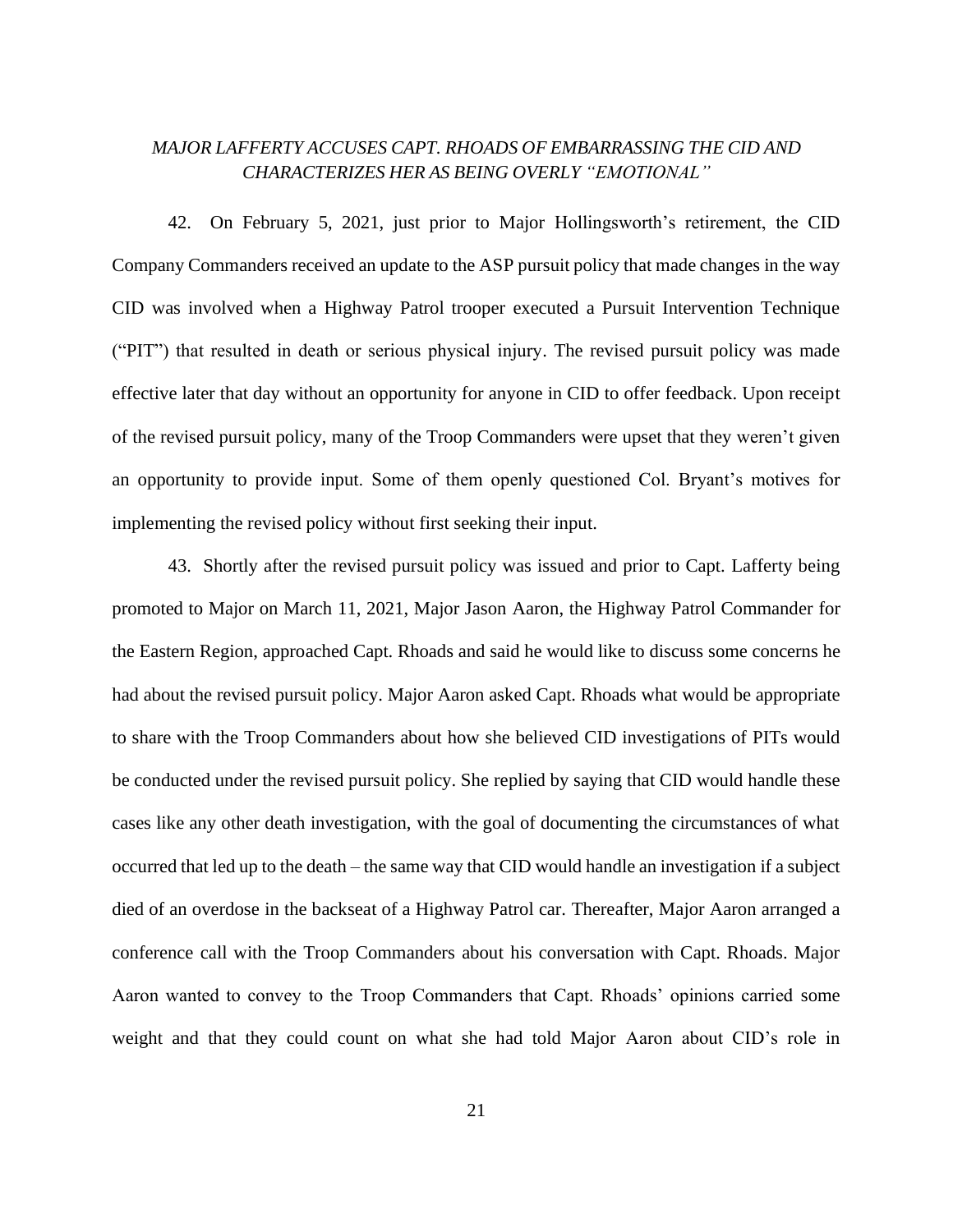*MAJOR LAFFERTY ACCUSES CAPT. RHOADS OF EMBARRASSING THE CID AND CHARACTERIZES HER AS BEING OVERLY "EMOTIONAL"*

42. On February 5, 2021, just prior to Major Hollingsworth's retirement, the CID Company Commanders received an update to the ASP pursuit policy that made changes in the way CID was involved when a Highway Patrol trooper executed a Pursuit Intervention Technique ("PIT") that resulted in death or serious physical injury. The revised pursuit policy was made effective later that day without an opportunity for anyone in CID to offer feedback. Upon receipt of the revised pursuit policy, many of the Troop Commanders were upset that they weren't given an opportunity to provide input. Some of them openly questioned Col. Bryant's motives for implementing the revised policy without first seeking their input.

43. Shortly after the revised pursuit policy was issued and prior to Capt. Lafferty being promoted to Major on March 11, 2021, Major Jason Aaron, the Highway Patrol Commander for the Eastern Region, approached Capt. Rhoads and said he would like to discuss some concerns he had about the revised pursuit policy. Major Aaron asked Capt. Rhoads what would be appropriate to share with the Troop Commanders about how she believed CID investigations of PITs would be conducted under the revised pursuit policy. She replied by saying that CID would handle these cases like any other death investigation, with the goal of documenting the circumstances of what occurred that led up to the death – the same way that CID would handle an investigation if a subject died of an overdose in the backseat of a Highway Patrol car. Thereafter, Major Aaron arranged a conference call with the Troop Commanders about his conversation with Capt. Rhoads. Major Aaron wanted to convey to the Troop Commanders that Capt. Rhoads' opinions carried some weight and that they could count on what she had told Major Aaron about CID's role in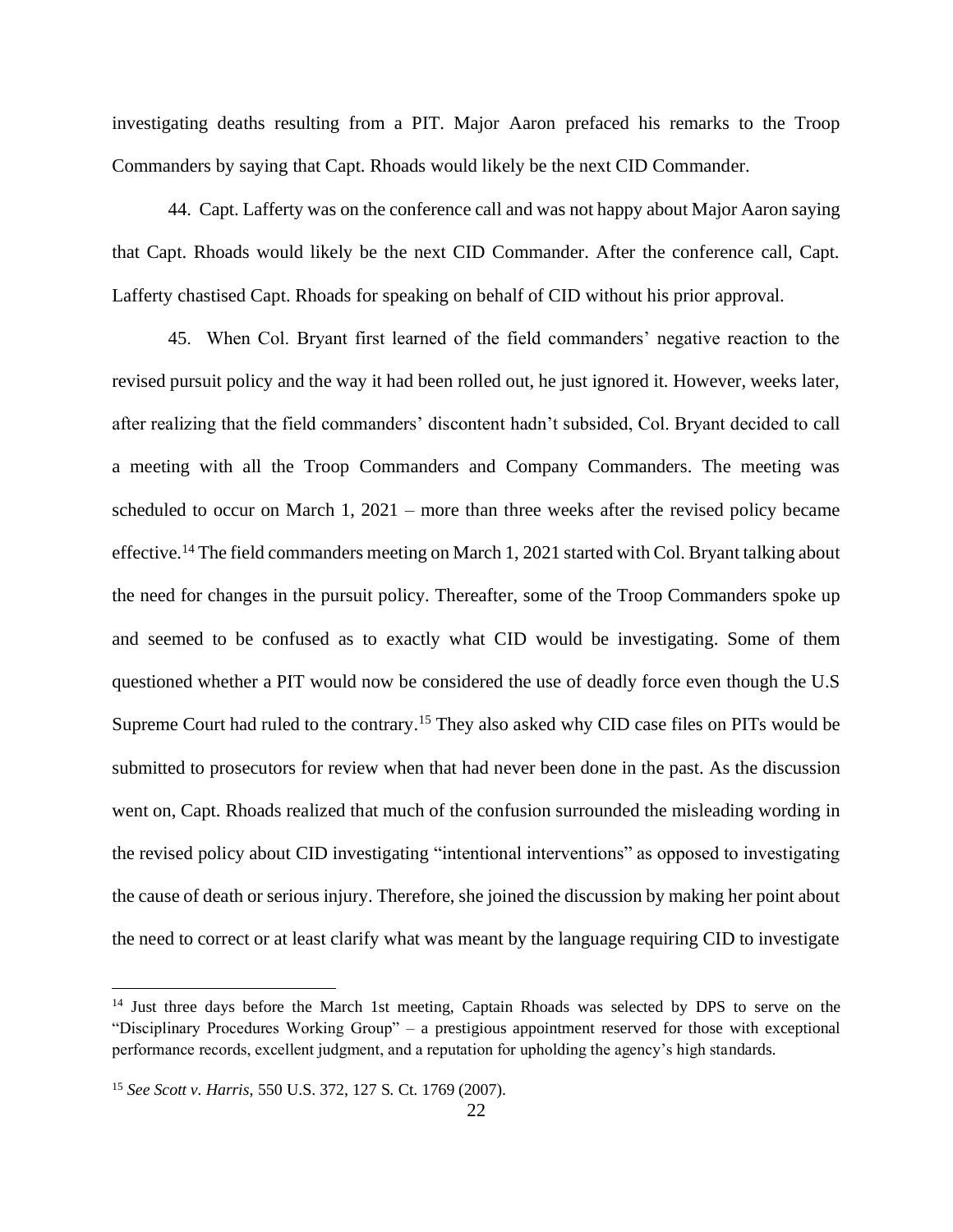investigating deaths resulting from a PIT. Major Aaron prefaced his remarks to the Troop Commanders by saying that Capt. Rhoads would likely be the next CID Commander.

44. Capt. Lafferty was on the conference call and was not happy about Major Aaron saying that Capt. Rhoads would likely be the next CID Commander. After the conference call, Capt. Lafferty chastised Capt. Rhoads for speaking on behalf of CID without his prior approval.

45. When Col. Bryant first learned of the field commanders' negative reaction to the revised pursuit policy and the way it had been rolled out, he just ignored it. However, weeks later, after realizing that the field commanders' discontent hadn't subsided, Col. Bryant decided to call a meeting with all the Troop Commanders and Company Commanders. The meeting was scheduled to occur on March 1, 2021 – more than three weeks after the revised policy became effective.[14] The field commanders meeting on March 1, 2021 started with Col. Bryant talking about the need for changes in the pursuit policy. Thereafter, some of the Troop Commanders spoke up and seemed to be confused as to exactly what CID would be investigating. Some of them questioned whether a PIT would now be considered the use of deadly force even though the U.S Supreme Court had ruled to the contrary.[15] They also asked why CID case files on PITs would be submitted to prosecutors for review when that had never been done in the past. As the discussion went on, Capt. Rhoads realized that much of the confusion surrounded the misleading wording in the revised policy about CID investigating "intentional interventions" as opposed to investigating the cause of death or serious injury. Therefore, she joined the discussion by making her point about the need to correct or at least clarify what was meant by the language requiring CID to investigate

---

[14] Just three days before the March 1st meeting, Captain Rhoads was selected by DPS to serve on the "Disciplinary Procedures Working Group" – a prestigious appointment reserved for those with exceptional performance records, excellent judgment, and a reputation for upholding the agency's high standards.

[15] *See Scott v. Harris*, 550 U.S. 372, 127 S. Ct. 1769 (2007).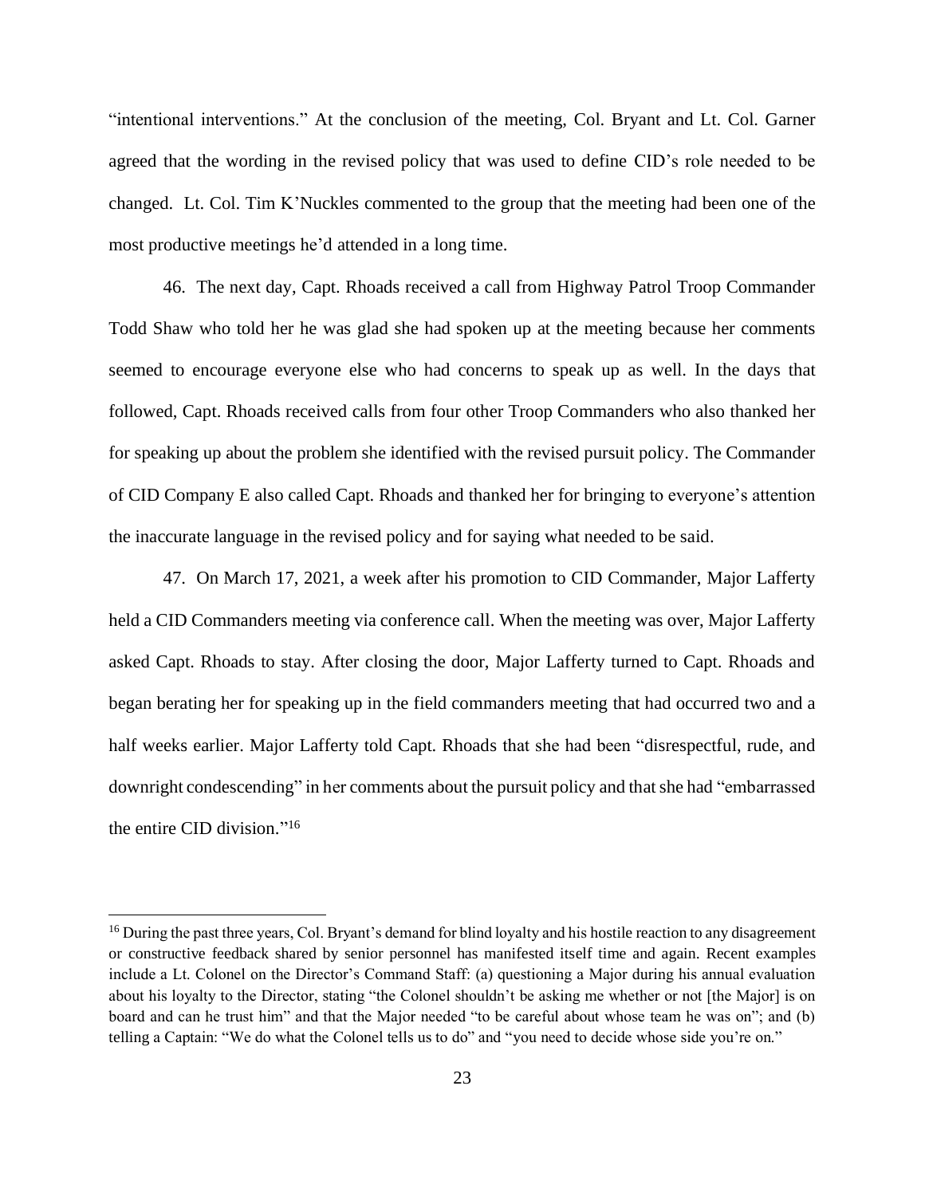"intentional interventions." At the conclusion of the meeting, Col. Bryant and Lt. Col. Garner agreed that the wording in the revised policy that was used to define CID's role needed to be changed. Lt. Col. Tim K'Nuckles commented to the group that the meeting had been one of the most productive meetings he'd attended in a long time.

46. The next day, Capt. Rhoads received a call from Highway Patrol Troop Commander Todd Shaw who told her he was glad she had spoken up at the meeting because her comments seemed to encourage everyone else who had concerns to speak up as well. In the days that followed, Capt. Rhoads received calls from four other Troop Commanders who also thanked her for speaking up about the problem she identified with the revised pursuit policy. The Commander of CID Company E also called Capt. Rhoads and thanked her for bringing to everyone's attention the inaccurate language in the revised policy and for saying what needed to be said.

47. On March 17, 2021, a week after his promotion to CID Commander, Major Lafferty held a CID Commanders meeting via conference call. When the meeting was over, Major Lafferty asked Capt. Rhoads to stay. After closing the door, Major Lafferty turned to Capt. Rhoads and began berating her for speaking up in the field commanders meeting that had occurred two and a half weeks earlier. Major Lafferty told Capt. Rhoads that she had been "disrespectful, rude, and downright condescending" in her comments about the pursuit policy and that she had "embarrassed the entire CID division."[16]

---

[16] During the past three years, Col. Bryant's demand for blind loyalty and his hostile reaction to any disagreement or constructive feedback shared by senior personnel has manifested itself time and again. Recent examples include a Lt. Colonel on the Director's Command Staff: (a) questioning a Major during his annual evaluation about his loyalty to the Director, stating "the Colonel shouldn't be asking me whether or not [the Major] is on board and can he trust him" and that the Major needed "to be careful about whose team he was on"; and (b) telling a Captain: "We do what the Colonel tells us to do" and "you need to decide whose side you're on."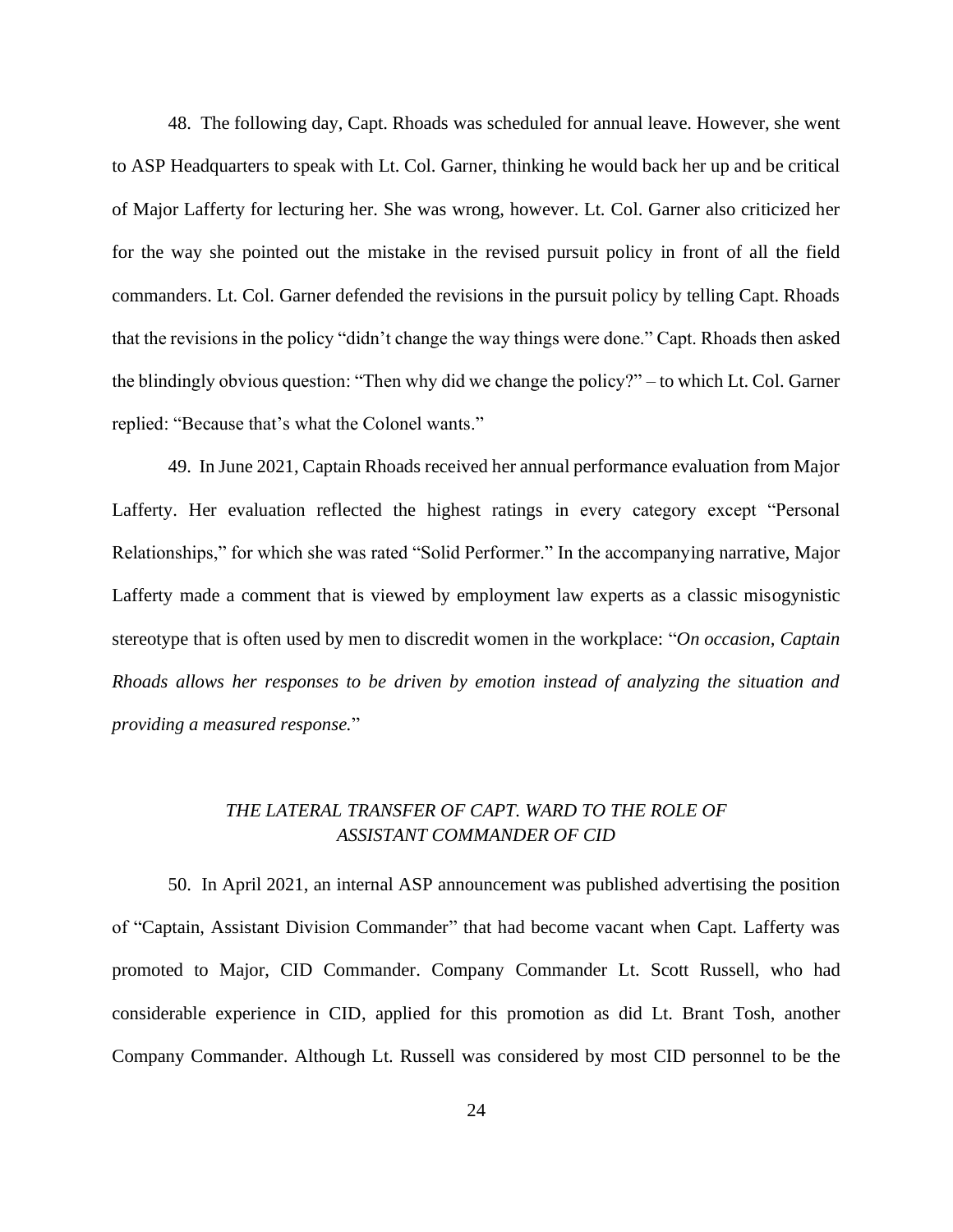48. The following day, Capt. Rhoads was scheduled for annual leave. However, she went to ASP Headquarters to speak with Lt. Col. Garner, thinking he would back her up and be critical of Major Lafferty for lecturing her. She was wrong, however. Lt. Col. Garner also criticized her for the way she pointed out the mistake in the revised pursuit policy in front of all the field commanders. Lt. Col. Garner defended the revisions in the pursuit policy by telling Capt. Rhoads that the revisions in the policy "didn't change the way things were done." Capt. Rhoads then asked the blindingly obvious question: "Then why did we change the policy?" – to which Lt. Col. Garner replied: "Because that's what the Colonel wants."

49. In June 2021, Captain Rhoads received her annual performance evaluation from Major Lafferty. Her evaluation reflected the highest ratings in every category except "Personal Relationships," for which she was rated "Solid Performer." In the accompanying narrative, Major Lafferty made a comment that is viewed by employment law experts as a classic misogynistic stereotype that is often used by men to discredit women in the workplace: "*On occasion, Captain Rhoads allows her responses to be driven by emotion instead of analyzing the situation and providing a measured response.*"

### *THE LATERAL TRANSFER OF CAPT. WARD TO THE ROLE OF ASSISTANT COMMANDER OF CID*

50. In April 2021, an internal ASP announcement was published advertising the position of "Captain, Assistant Division Commander" that had become vacant when Capt. Lafferty was promoted to Major, CID Commander. Company Commander Lt. Scott Russell, who had considerable experience in CID, applied for this promotion as did Lt. Brant Tosh, another Company Commander. Although Lt. Russell was considered by most CID personnel to be the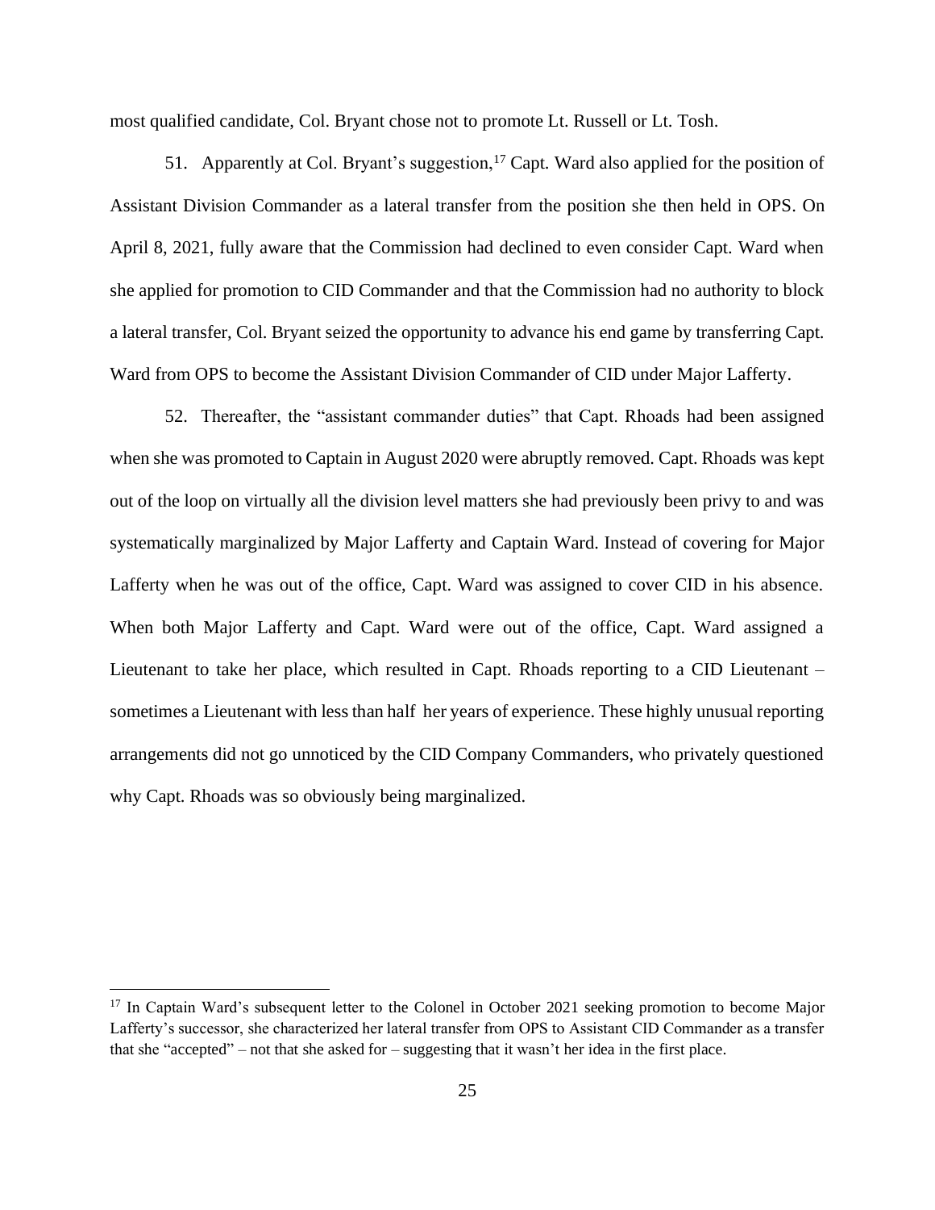most qualified candidate, Col. Bryant chose not to promote Lt. Russell or Lt. Tosh.

51. Apparently at Col. Bryant's suggestion,[17] Capt. Ward also applied for the position of Assistant Division Commander as a lateral transfer from the position she then held in OPS. On April 8, 2021, fully aware that the Commission had declined to even consider Capt. Ward when she applied for promotion to CID Commander and that the Commission had no authority to block a lateral transfer, Col. Bryant seized the opportunity to advance his end game by transferring Capt. Ward from OPS to become the Assistant Division Commander of CID under Major Lafferty.

52. Thereafter, the "assistant commander duties" that Capt. Rhoads had been assigned when she was promoted to Captain in August 2020 were abruptly removed. Capt. Rhoads was kept out of the loop on virtually all the division level matters she had previously been privy to and was systematically marginalized by Major Lafferty and Captain Ward. Instead of covering for Major Lafferty when he was out of the office, Capt. Ward was assigned to cover CID in his absence. When both Major Lafferty and Capt. Ward were out of the office, Capt. Ward assigned a Lieutenant to take her place, which resulted in Capt. Rhoads reporting to a CID Lieutenant – sometimes a Lieutenant with less than half her years of experience. These highly unusual reporting arrangements did not go unnoticed by the CID Company Commanders, who privately questioned why Capt. Rhoads was so obviously being marginalized.

---

[17] In Captain Ward's subsequent letter to the Colonel in October 2021 seeking promotion to become Major Lafferty's successor, she characterized her lateral transfer from OPS to Assistant CID Commander as a transfer that she "accepted" – not that she asked for – suggesting that it wasn't her idea in the first place.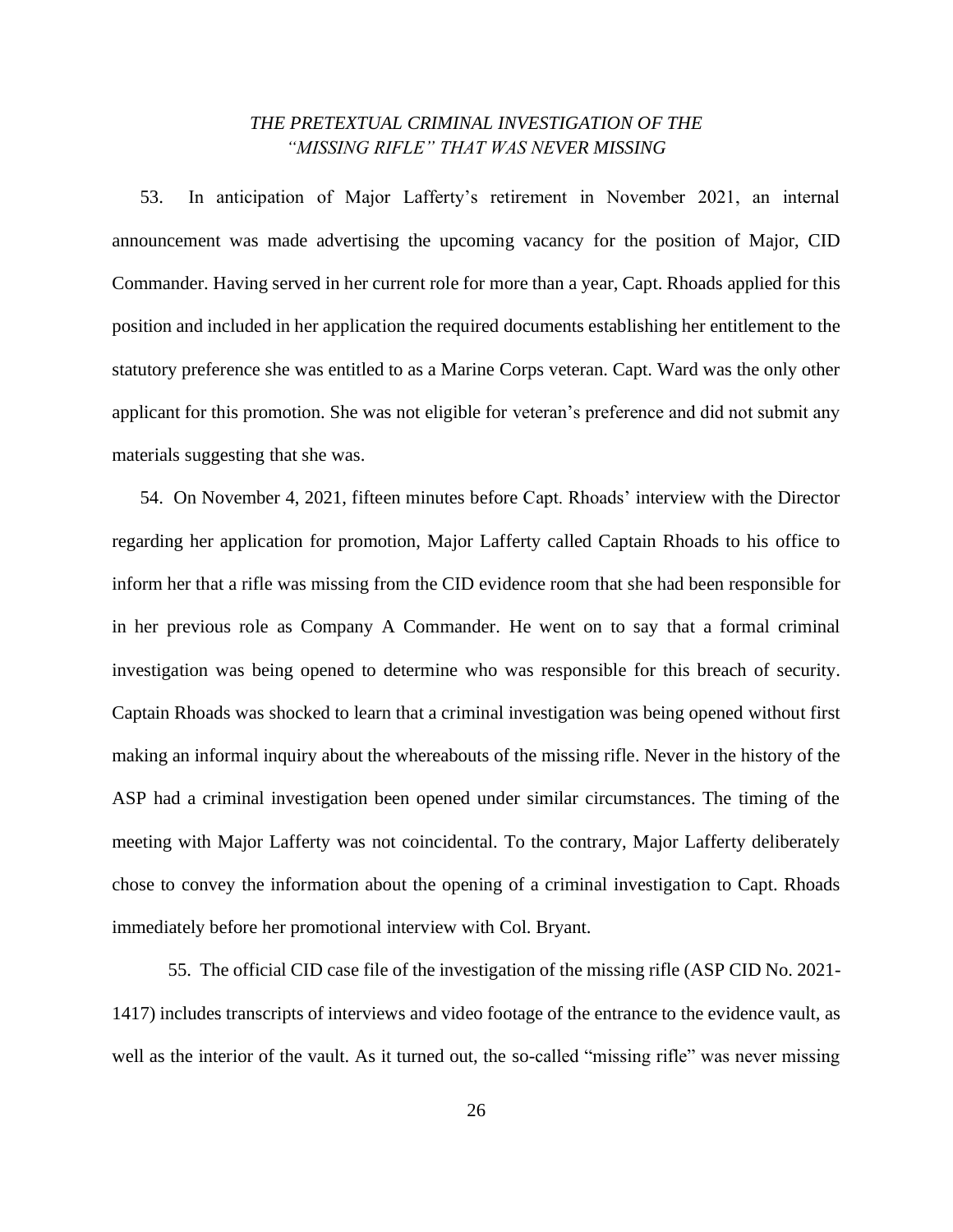*THE PRETEXTUAL CRIMINAL INVESTIGATION OF THE "MISSING RIFLE" THAT WAS NEVER MISSING*

53. In anticipation of Major Lafferty's retirement in November 2021, an internal announcement was made advertising the upcoming vacancy for the position of Major, CID Commander. Having served in her current role for more than a year, Capt. Rhoads applied for this position and included in her application the required documents establishing her entitlement to the statutory preference she was entitled to as a Marine Corps veteran. Capt. Ward was the only other applicant for this promotion. She was not eligible for veteran's preference and did not submit any materials suggesting that she was.

54. On November 4, 2021, fifteen minutes before Capt. Rhoads' interview with the Director regarding her application for promotion, Major Lafferty called Captain Rhoads to his office to inform her that a rifle was missing from the CID evidence room that she had been responsible for in her previous role as Company A Commander. He went on to say that a formal criminal investigation was being opened to determine who was responsible for this breach of security. Captain Rhoads was shocked to learn that a criminal investigation was being opened without first making an informal inquiry about the whereabouts of the missing rifle. Never in the history of the ASP had a criminal investigation been opened under similar circumstances. The timing of the meeting with Major Lafferty was not coincidental. To the contrary, Major Lafferty deliberately chose to convey the information about the opening of a criminal investigation to Capt. Rhoads immediately before her promotional interview with Col. Bryant.

55. The official CID case file of the investigation of the missing rifle (ASP CID No. 2021-1417) includes transcripts of interviews and video footage of the entrance to the evidence vault, as well as the interior of the vault. As it turned out, the so-called "missing rifle" was never missing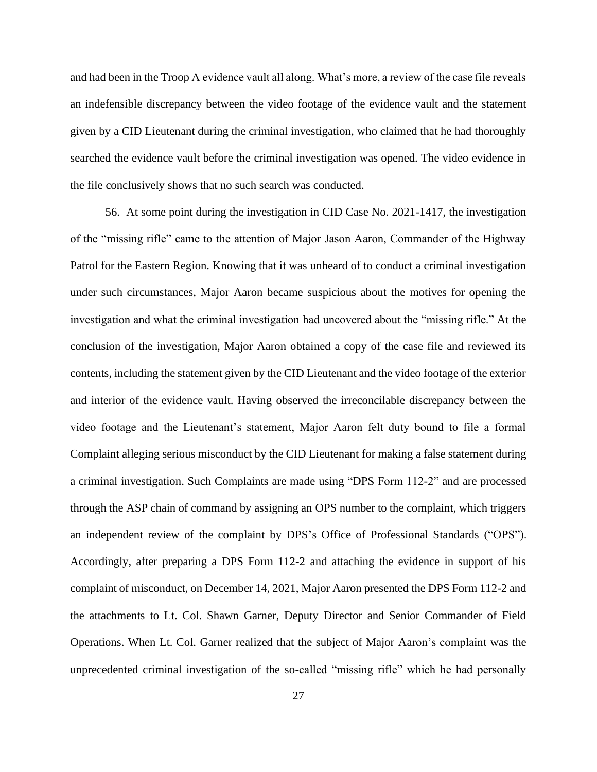and had been in the Troop A evidence vault all along. What's more, a review of the case file reveals an indefensible discrepancy between the video footage of the evidence vault and the statement given by a CID Lieutenant during the criminal investigation, who claimed that he had thoroughly searched the evidence vault before the criminal investigation was opened. The video evidence in the file conclusively shows that no such search was conducted.

56. At some point during the investigation in CID Case No. 2021-1417, the investigation of the "missing rifle" came to the attention of Major Jason Aaron, Commander of the Highway Patrol for the Eastern Region. Knowing that it was unheard of to conduct a criminal investigation under such circumstances, Major Aaron became suspicious about the motives for opening the investigation and what the criminal investigation had uncovered about the "missing rifle." At the conclusion of the investigation, Major Aaron obtained a copy of the case file and reviewed its contents, including the statement given by the CID Lieutenant and the video footage of the exterior and interior of the evidence vault. Having observed the irreconcilable discrepancy between the video footage and the Lieutenant's statement, Major Aaron felt duty bound to file a formal Complaint alleging serious misconduct by the CID Lieutenant for making a false statement during a criminal investigation. Such Complaints are made using "DPS Form 112-2" and are processed through the ASP chain of command by assigning an OPS number to the complaint, which triggers an independent review of the complaint by DPS's Office of Professional Standards ("OPS"). Accordingly, after preparing a DPS Form 112-2 and attaching the evidence in support of his complaint of misconduct, on December 14, 2021, Major Aaron presented the DPS Form 112-2 and the attachments to Lt. Col. Shawn Garner, Deputy Director and Senior Commander of Field Operations. When Lt. Col. Garner realized that the subject of Major Aaron's complaint was the unprecedented criminal investigation of the so-called "missing rifle" which he had personally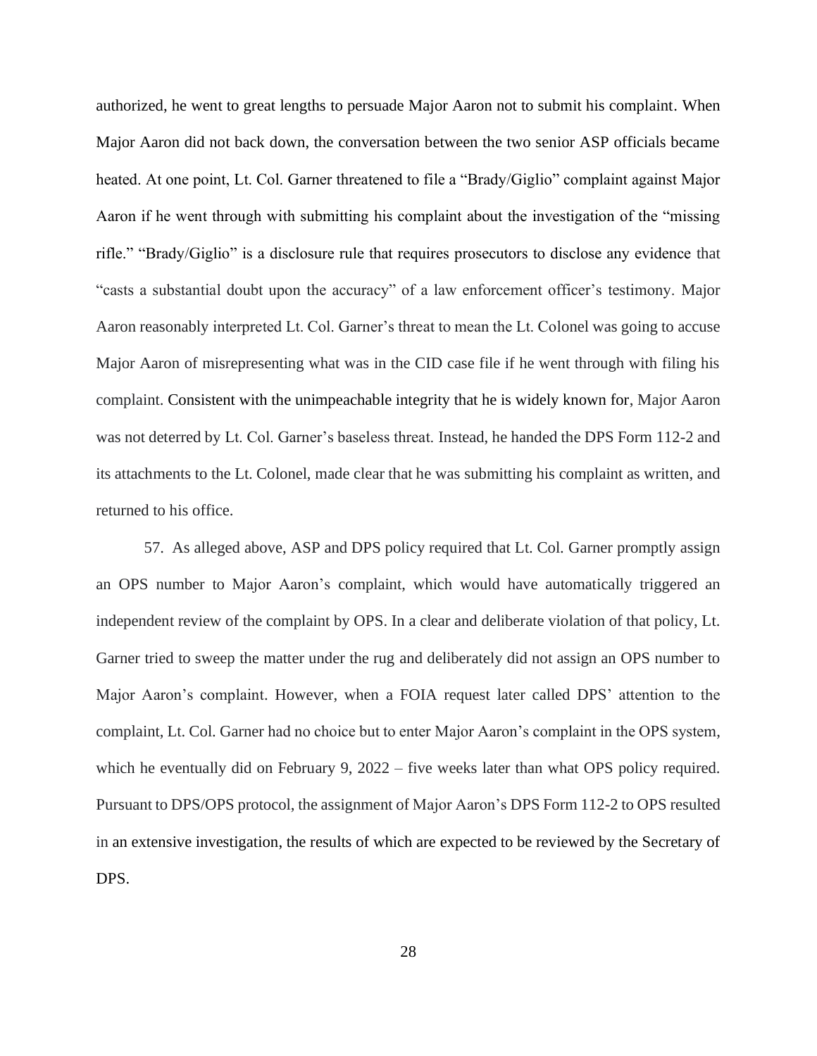authorized, he went to great lengths to persuade Major Aaron not to submit his complaint. When Major Aaron did not back down, the conversation between the two senior ASP officials became heated. At one point, Lt. Col. Garner threatened to file a "Brady/Giglio" complaint against Major Aaron if he went through with submitting his complaint about the investigation of the "missing rifle." "Brady/Giglio" is a disclosure rule that requires prosecutors to disclose any evidence that "casts a substantial doubt upon the accuracy" of a law enforcement officer's testimony. Major Aaron reasonably interpreted Lt. Col. Garner's threat to mean the Lt. Colonel was going to accuse Major Aaron of misrepresenting what was in the CID case file if he went through with filing his complaint. Consistent with the unimpeachable integrity that he is widely known for, Major Aaron was not deterred by Lt. Col. Garner's baseless threat. Instead, he handed the DPS Form 112-2 and its attachments to the Lt. Colonel, made clear that he was submitting his complaint as written, and returned to his office.

57. As alleged above, ASP and DPS policy required that Lt. Col. Garner promptly assign an OPS number to Major Aaron's complaint, which would have automatically triggered an independent review of the complaint by OPS. In a clear and deliberate violation of that policy, Lt. Garner tried to sweep the matter under the rug and deliberately did not assign an OPS number to Major Aaron's complaint. However, when a FOIA request later called DPS' attention to the complaint, Lt. Col. Garner had no choice but to enter Major Aaron's complaint in the OPS system, which he eventually did on February 9, 2022 – five weeks later than what OPS policy required. Pursuant to DPS/OPS protocol, the assignment of Major Aaron's DPS Form 112-2 to OPS resulted in an extensive investigation, the results of which are expected to be reviewed by the Secretary of DPS.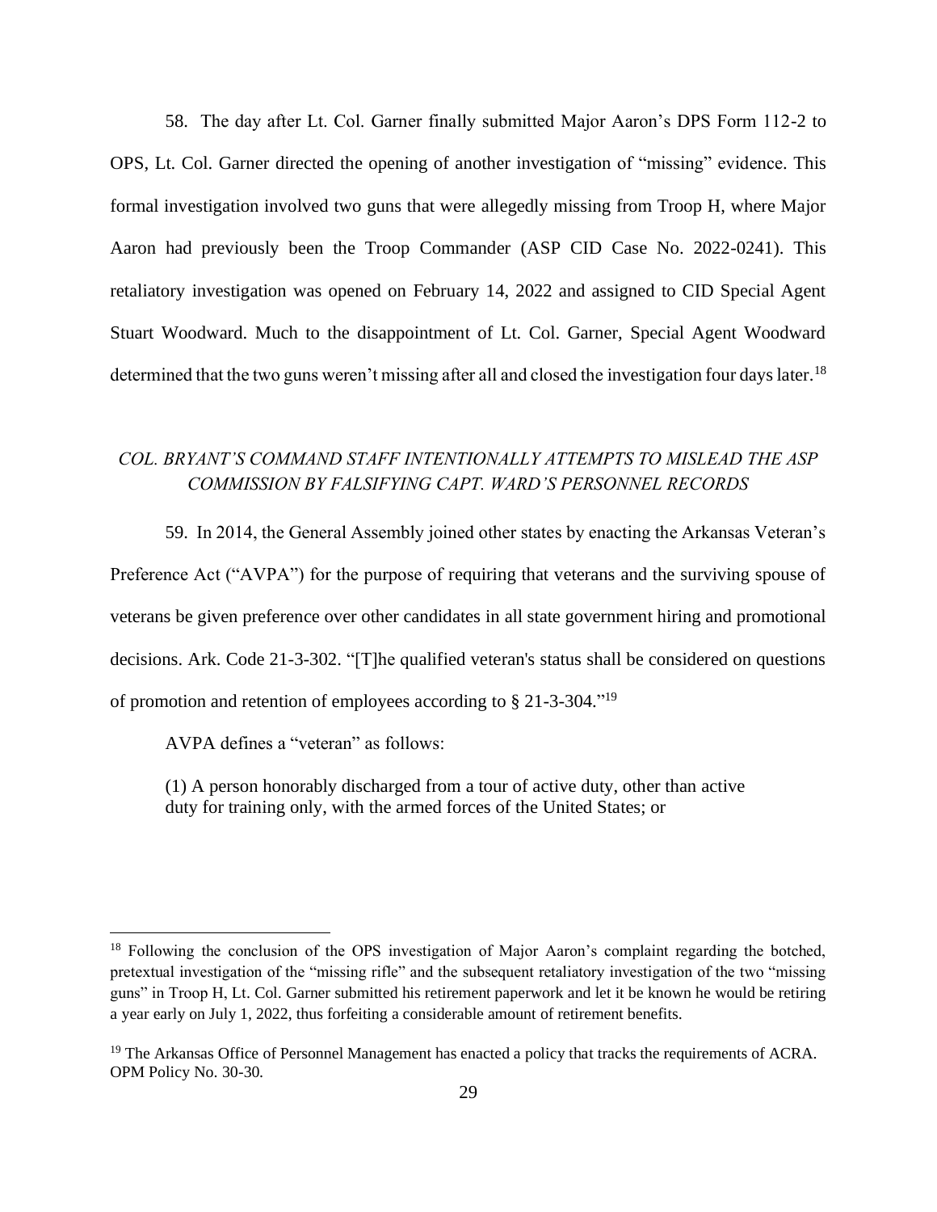58. The day after Lt. Col. Garner finally submitted Major Aaron's DPS Form 112-2 to OPS, Lt. Col. Garner directed the opening of another investigation of "missing" evidence. This formal investigation involved two guns that were allegedly missing from Troop H, where Major Aaron had previously been the Troop Commander (ASP CID Case No. 2022-0241). This retaliatory investigation was opened on February 14, 2022 and assigned to CID Special Agent Stuart Woodward. Much to the disappointment of Lt. Col. Garner, Special Agent Woodward determined that the two guns weren't missing after all and closed the investigation four days later.[18]

### *COL. BRYANT'S COMMAND STAFF INTENTIONALLY ATTEMPTS TO MISLEAD THE ASP COMMISSION BY FALSIFYING CAPT. WARD'S PERSONNEL RECORDS*

59. In 2014, the General Assembly joined other states by enacting the Arkansas Veteran's Preference Act ("AVPA") for the purpose of requiring that veterans and the surviving spouse of veterans be given preference over other candidates in all state government hiring and promotional decisions. Ark. Code 21-3-302. "[T]he qualified veteran's status shall be considered on questions of promotion and retention of employees according to § 21-3-304."[19]

AVPA defines a "veteran" as follows:

> (1) A person honorably discharged from a tour of active duty, other than active duty for training only, with the armed forces of the United States; or

---

[18] Following the conclusion of the OPS investigation of Major Aaron's complaint regarding the botched, pretextual investigation of the "missing rifle" and the subsequent retaliatory investigation of the two "missing guns" in Troop H, Lt. Col. Garner submitted his retirement paperwork and let it be known he would be retiring a year early on July 1, 2022, thus forfeiting a considerable amount of retirement benefits.

[19] The Arkansas Office of Personnel Management has enacted a policy that tracks the requirements of ACRA. OPM Policy No. 30-30.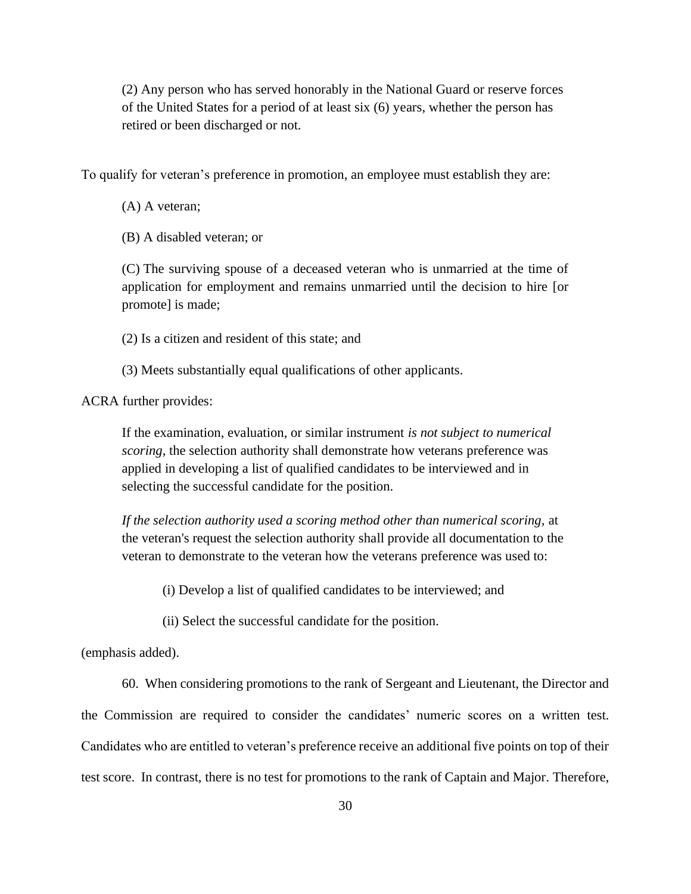> (2) Any person who has served honorably in the National Guard or reserve forces of the United States for a period of at least six (6) years, whether the person has retired or been discharged or not.

To qualify for veteran's preference in promotion, an employee must establish they are:

> (A) A veteran;
>
> (B) A disabled veteran; or
>
> (C) The surviving spouse of a deceased veteran who is unmarried at the time of application for employment and remains unmarried until the decision to hire [or promote] is made;
>
> (2) Is a citizen and resident of this state; and
>
> (3) Meets substantially equal qualifications of other applicants.

ACRA further provides:

> If the examination, evaluation, or similar instrument *is not subject to numerical scoring*, the selection authority shall demonstrate how veterans preference was applied in developing a list of qualified candidates to be interviewed and in selecting the successful candidate for the position.
>
> *If the selection authority used a scoring method other than numerical scoring*, at the veteran's request the selection authority shall provide all documentation to the veteran to demonstrate to the veteran how the veterans preference was used to:
>
> > (i) Develop a list of qualified candidates to be interviewed; and
> >
> > (ii) Select the successful candidate for the position.

(emphasis added).

60. When considering promotions to the rank of Sergeant and Lieutenant, the Director and the Commission are required to consider the candidates' numeric scores on a written test. Candidates who are entitled to veteran's preference receive an additional five points on top of their test score. In contrast, there is no test for promotions to the rank of Captain and Major. Therefore,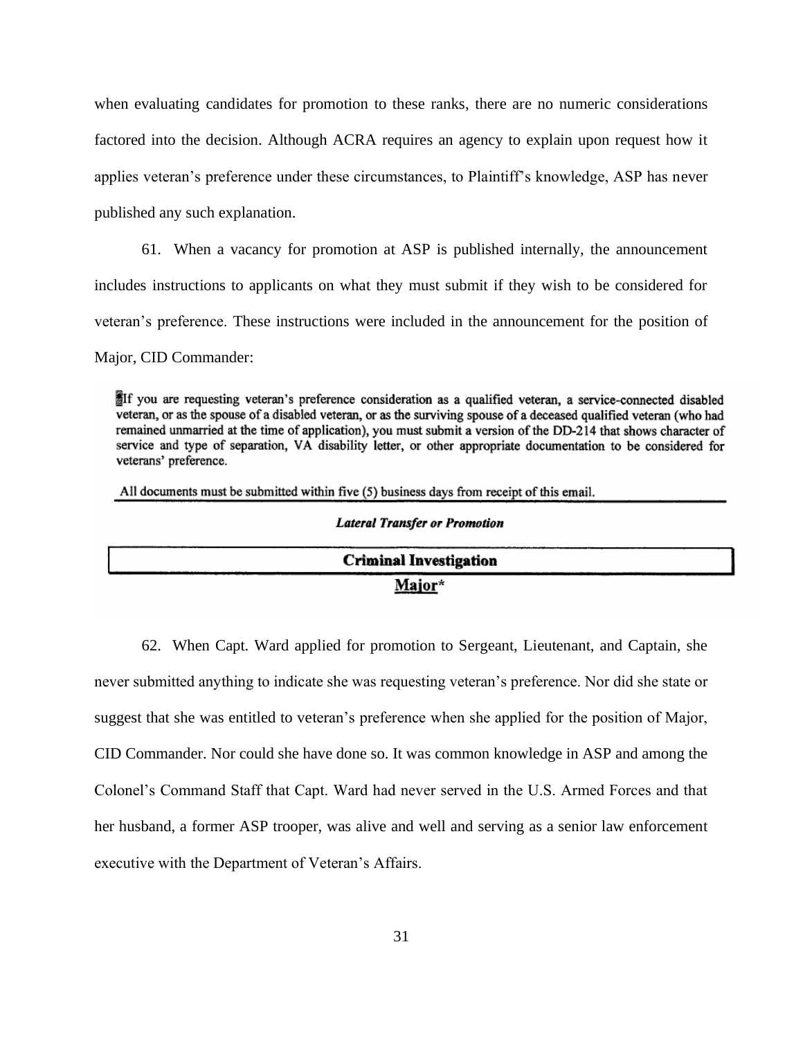when evaluating candidates for promotion to these ranks, there are no numeric considerations factored into the decision. Although ACRA requires an agency to explain upon request how it applies veteran's preference under these circumstances, to Plaintiff's knowledge, ASP has never published any such explanation.

61. When a vacancy for promotion at ASP is published internally, the announcement includes instructions to applicants on what they must submit if they wish to be considered for veteran's preference. These instructions were included in the announcement for the position of Major, CID Commander:

> If you are requesting veteran's preference consideration as a qualified veteran, a service-connected disabled veteran, or as the spouse of a disabled veteran, or as the surviving spouse of a deceased qualified veteran (who had remained unmarried at the time of application), you must submit a version of the DD-214 that shows character of service and type of separation, VA disability letter, or other appropriate documentation to be considered for veterans' preference.
>
> All documents must be submitted within five (5) business days from receipt of this email.
>
> ***Lateral Transfer or Promotion***
>
> **Criminal Investigation**
>
> **Major***

62. When Capt. Ward applied for promotion to Sergeant, Lieutenant, and Captain, she never submitted anything to indicate she was requesting veteran's preference. Nor did she state or suggest that she was entitled to veteran's preference when she applied for the position of Major, CID Commander. Nor could she have done so. It was common knowledge in ASP and among the Colonel's Command Staff that Capt. Ward had never served in the U.S. Armed Forces and that her husband, a former ASP trooper, was alive and well and serving as a senior law enforcement executive with the Department of Veteran's Affairs.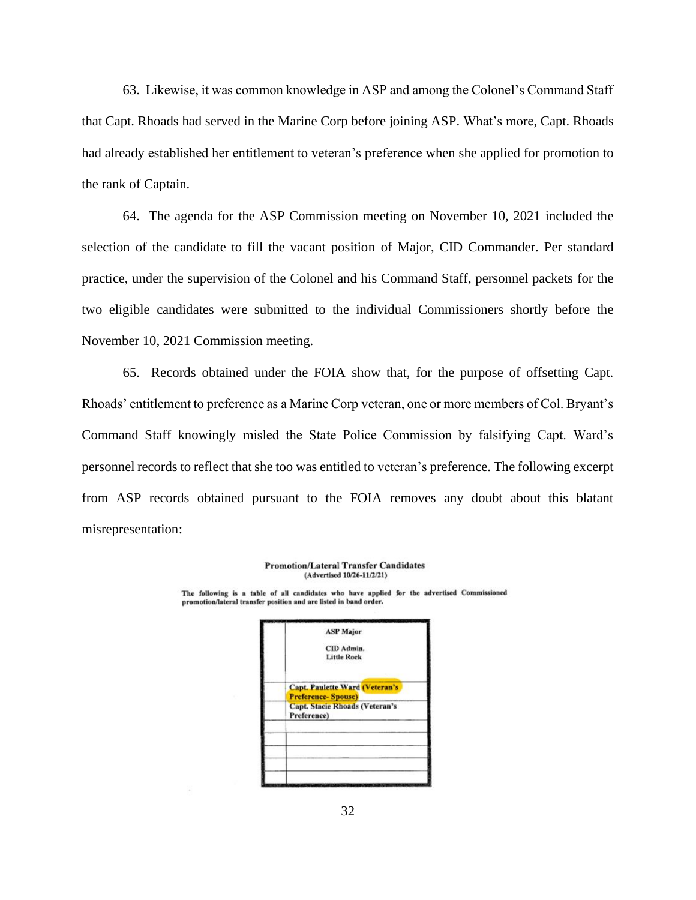63. Likewise, it was common knowledge in ASP and among the Colonel's Command Staff that Capt. Rhoads had served in the Marine Corp before joining ASP. What's more, Capt. Rhoads had already established her entitlement to veteran's preference when she applied for promotion to the rank of Captain.

64. The agenda for the ASP Commission meeting on November 10, 2021 included the selection of the candidate to fill the vacant position of Major, CID Commander. Per standard practice, under the supervision of the Colonel and his Command Staff, personnel packets for the two eligible candidates were submitted to the individual Commissioners shortly before the November 10, 2021 Commission meeting.

65. Records obtained under the FOIA show that, for the purpose of offsetting Capt. Rhoads' entitlement to preference as a Marine Corp veteran, one or more members of Col. Bryant's Command Staff knowingly misled the State Police Commission by falsifying Capt. Ward's personnel records to reflect that she too was entitled to veteran's preference. The following excerpt from ASP records obtained pursuant to the FOIA removes any doubt about this blatant misrepresentation:

**Promotion/Lateral Transfer Candidates**
**(Advertised 10/26-11/2/21)**

**The following is a table of all candidates who have applied for the advertised Commissioned promotion/lateral transfer position and are listed in band order.**

| | ASP Major<br><br>CID Admin.<br>Little Rock |
|---|---|
| | Capt. Paulette Ward (Veteran's Preference- Spouse) |
| | Capt. Stacie Rhoads (Veteran's Preference) |
| | |
| | |
| | |
| | |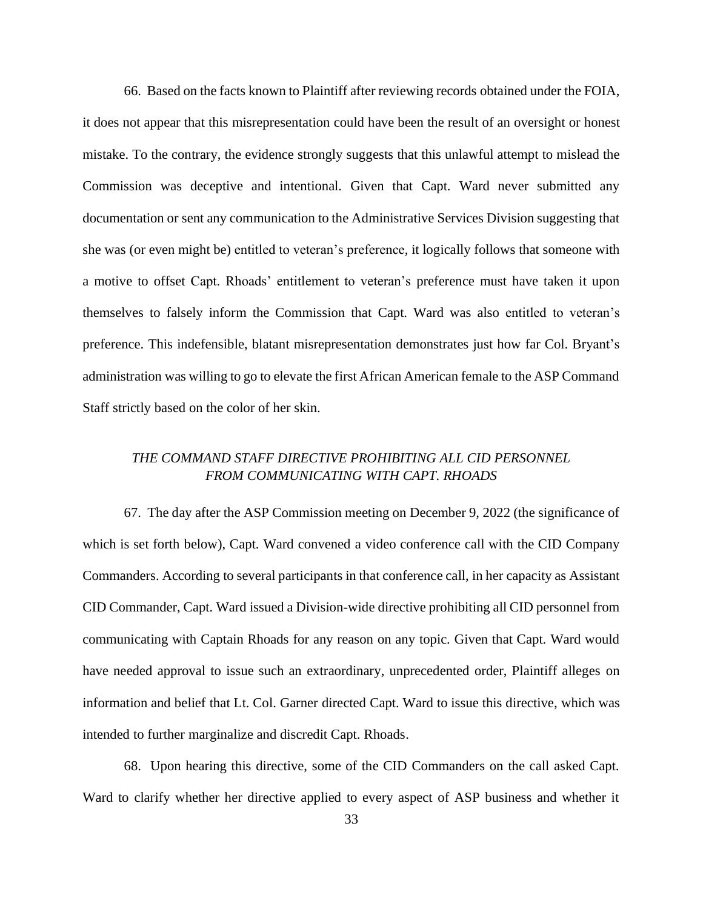66. Based on the facts known to Plaintiff after reviewing records obtained under the FOIA, it does not appear that this misrepresentation could have been the result of an oversight or honest mistake. To the contrary, the evidence strongly suggests that this unlawful attempt to mislead the Commission was deceptive and intentional. Given that Capt. Ward never submitted any documentation or sent any communication to the Administrative Services Division suggesting that she was (or even might be) entitled to veteran's preference, it logically follows that someone with a motive to offset Capt. Rhoads' entitlement to veteran's preference must have taken it upon themselves to falsely inform the Commission that Capt. Ward was also entitled to veteran's preference. This indefensible, blatant misrepresentation demonstrates just how far Col. Bryant's administration was willing to go to elevate the first African American female to the ASP Command Staff strictly based on the color of her skin.

*THE COMMAND STAFF DIRECTIVE PROHIBITING ALL CID PERSONNEL FROM COMMUNICATING WITH CAPT. RHOADS*

67. The day after the ASP Commission meeting on December 9, 2022 (the significance of which is set forth below), Capt. Ward convened a video conference call with the CID Company Commanders. According to several participants in that conference call, in her capacity as Assistant CID Commander, Capt. Ward issued a Division-wide directive prohibiting all CID personnel from communicating with Captain Rhoads for any reason on any topic. Given that Capt. Ward would have needed approval to issue such an extraordinary, unprecedented order, Plaintiff alleges on information and belief that Lt. Col. Garner directed Capt. Ward to issue this directive, which was intended to further marginalize and discredit Capt. Rhoads.

68. Upon hearing this directive, some of the CID Commanders on the call asked Capt. Ward to clarify whether her directive applied to every aspect of ASP business and whether it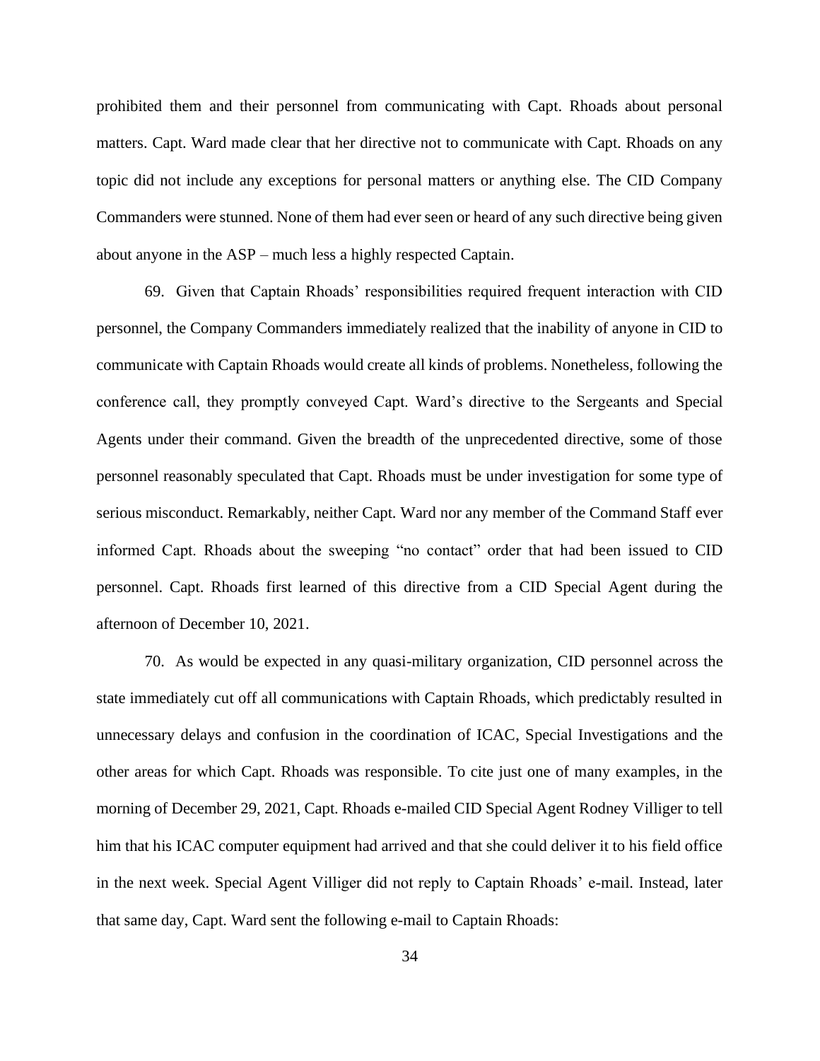prohibited them and their personnel from communicating with Capt. Rhoads about personal matters. Capt. Ward made clear that her directive not to communicate with Capt. Rhoads on any topic did not include any exceptions for personal matters or anything else. The CID Company Commanders were stunned. None of them had ever seen or heard of any such directive being given about anyone in the ASP – much less a highly respected Captain.

69. Given that Captain Rhoads' responsibilities required frequent interaction with CID personnel, the Company Commanders immediately realized that the inability of anyone in CID to communicate with Captain Rhoads would create all kinds of problems. Nonetheless, following the conference call, they promptly conveyed Capt. Ward's directive to the Sergeants and Special Agents under their command. Given the breadth of the unprecedented directive, some of those personnel reasonably speculated that Capt. Rhoads must be under investigation for some type of serious misconduct. Remarkably, neither Capt. Ward nor any member of the Command Staff ever informed Capt. Rhoads about the sweeping "no contact" order that had been issued to CID personnel. Capt. Rhoads first learned of this directive from a CID Special Agent during the afternoon of December 10, 2021.

70. As would be expected in any quasi-military organization, CID personnel across the state immediately cut off all communications with Captain Rhoads, which predictably resulted in unnecessary delays and confusion in the coordination of ICAC, Special Investigations and the other areas for which Capt. Rhoads was responsible. To cite just one of many examples, in the morning of December 29, 2021, Capt. Rhoads e-mailed CID Special Agent Rodney Villiger to tell him that his ICAC computer equipment had arrived and that she could deliver it to his field office in the next week. Special Agent Villiger did not reply to Captain Rhoads' e-mail. Instead, later that same day, Capt. Ward sent the following e-mail to Captain Rhoads: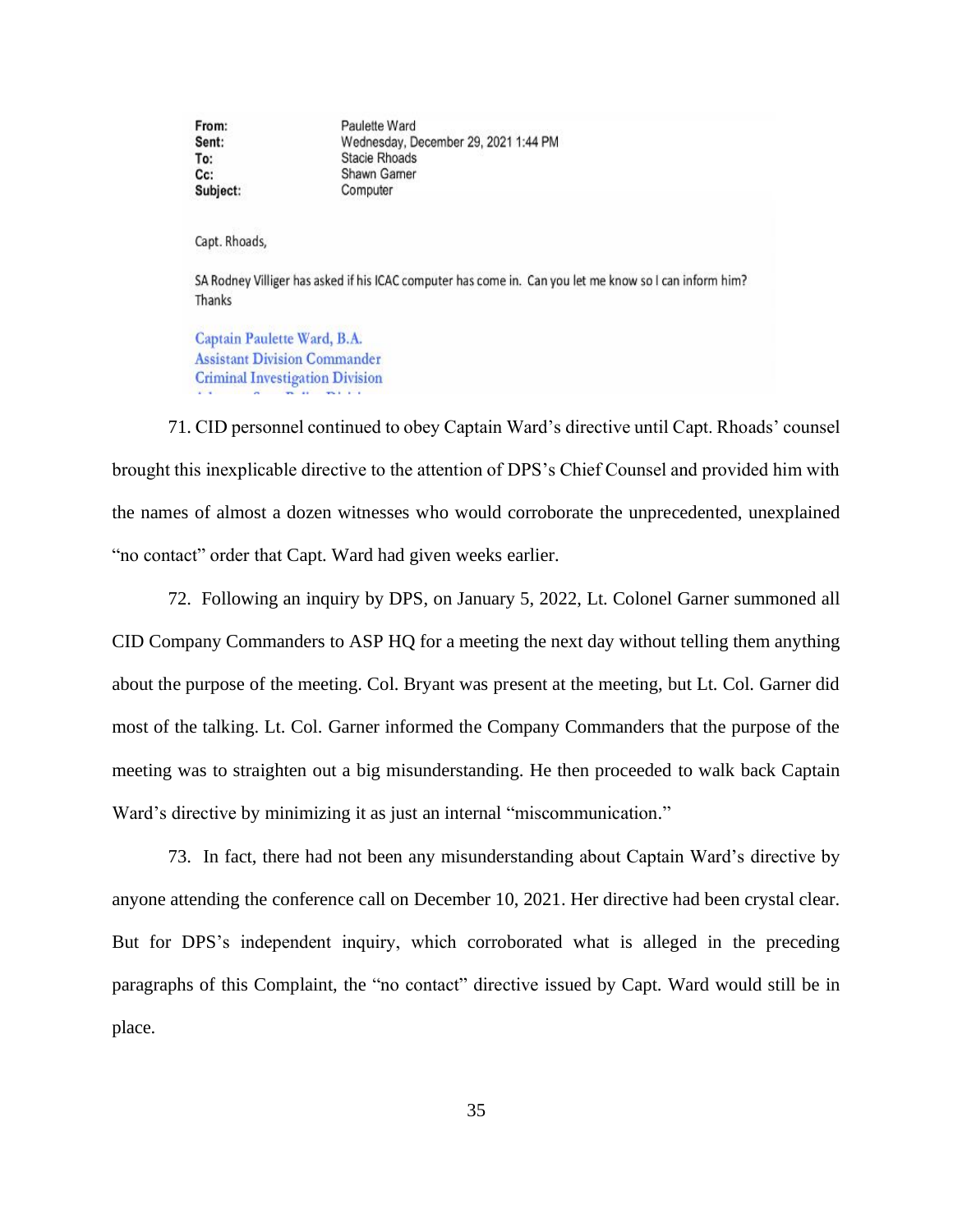From: Paulette Ward
Sent: Wednesday, December 29, 2021 1:44 PM
To: Stacie Rhoads
Cc: Shawn Garner
Subject: Computer

Capt. Rhoads,

SA Rodney Villiger has asked if his ICAC computer has come in. Can you let me know so I can inform him?
Thanks

Captain Paulette Ward, B.A.
Assistant Division Commander
Criminal Investigation Division

71. CID personnel continued to obey Captain Ward's directive until Capt. Rhoads' counsel brought this inexplicable directive to the attention of DPS's Chief Counsel and provided him with the names of almost a dozen witnesses who would corroborate the unprecedented, unexplained "no contact" order that Capt. Ward had given weeks earlier.

72. Following an inquiry by DPS, on January 5, 2022, Lt. Colonel Garner summoned all CID Company Commanders to ASP HQ for a meeting the next day without telling them anything about the purpose of the meeting. Col. Bryant was present at the meeting, but Lt. Col. Garner did most of the talking. Lt. Col. Garner informed the Company Commanders that the purpose of the meeting was to straighten out a big misunderstanding. He then proceeded to walk back Captain Ward's directive by minimizing it as just an internal "miscommunication."

73. In fact, there had not been any misunderstanding about Captain Ward's directive by anyone attending the conference call on December 10, 2021. Her directive had been crystal clear. But for DPS's independent inquiry, which corroborated what is alleged in the preceding paragraphs of this Complaint, the "no contact" directive issued by Capt. Ward would still be in place.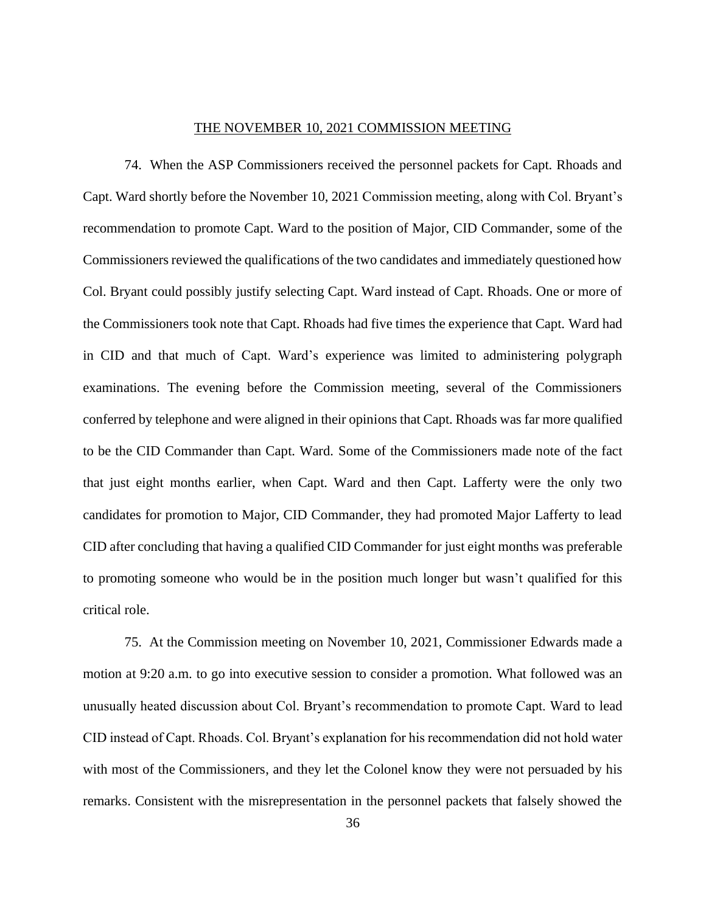<u>THE NOVEMBER 10, 2021 COMMISSION MEETING</u>

74. When the ASP Commissioners received the personnel packets for Capt. Rhoads and Capt. Ward shortly before the November 10, 2021 Commission meeting, along with Col. Bryant's recommendation to promote Capt. Ward to the position of Major, CID Commander, some of the Commissioners reviewed the qualifications of the two candidates and immediately questioned how Col. Bryant could possibly justify selecting Capt. Ward instead of Capt. Rhoads. One or more of the Commissioners took note that Capt. Rhoads had five times the experience that Capt. Ward had in CID and that much of Capt. Ward's experience was limited to administering polygraph examinations. The evening before the Commission meeting, several of the Commissioners conferred by telephone and were aligned in their opinions that Capt. Rhoads was far more qualified to be the CID Commander than Capt. Ward. Some of the Commissioners made note of the fact that just eight months earlier, when Capt. Ward and then Capt. Lafferty were the only two candidates for promotion to Major, CID Commander, they had promoted Major Lafferty to lead CID after concluding that having a qualified CID Commander for just eight months was preferable to promoting someone who would be in the position much longer but wasn't qualified for this critical role.

75. At the Commission meeting on November 10, 2021, Commissioner Edwards made a motion at 9:20 a.m. to go into executive session to consider a promotion. What followed was an unusually heated discussion about Col. Bryant's recommendation to promote Capt. Ward to lead CID instead of Capt. Rhoads. Col. Bryant's explanation for his recommendation did not hold water with most of the Commissioners, and they let the Colonel know they were not persuaded by his remarks. Consistent with the misrepresentation in the personnel packets that falsely showed the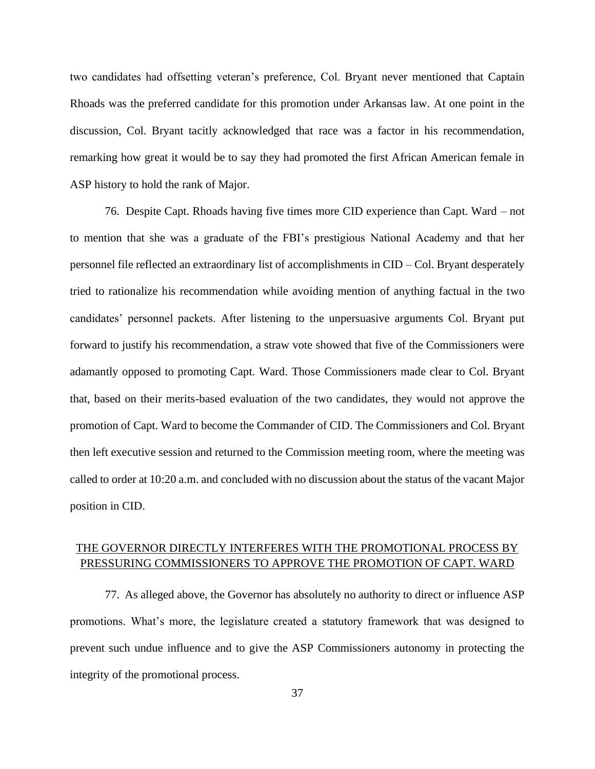two candidates had offsetting veteran's preference, Col. Bryant never mentioned that Captain Rhoads was the preferred candidate for this promotion under Arkansas law. At one point in the discussion, Col. Bryant tacitly acknowledged that race was a factor in his recommendation, remarking how great it would be to say they had promoted the first African American female in ASP history to hold the rank of Major.

76. Despite Capt. Rhoads having five times more CID experience than Capt. Ward – not to mention that she was a graduate of the FBI's prestigious National Academy and that her personnel file reflected an extraordinary list of accomplishments in CID – Col. Bryant desperately tried to rationalize his recommendation while avoiding mention of anything factual in the two candidates' personnel packets. After listening to the unpersuasive arguments Col. Bryant put forward to justify his recommendation, a straw vote showed that five of the Commissioners were adamantly opposed to promoting Capt. Ward. Those Commissioners made clear to Col. Bryant that, based on their merits-based evaluation of the two candidates, they would not approve the promotion of Capt. Ward to become the Commander of CID. The Commissioners and Col. Bryant then left executive session and returned to the Commission meeting room, where the meeting was called to order at 10:20 a.m. and concluded with no discussion about the status of the vacant Major position in CID.

## THE GOVERNOR DIRECTLY INTERFERES WITH THE PROMOTIONAL PROCESS BY PRESSURING COMMISSIONERS TO APPROVE THE PROMOTION OF CAPT. WARD

77. As alleged above, the Governor has absolutely no authority to direct or influence ASP promotions. What's more, the legislature created a statutory framework that was designed to prevent such undue influence and to give the ASP Commissioners autonomy in protecting the integrity of the promotional process.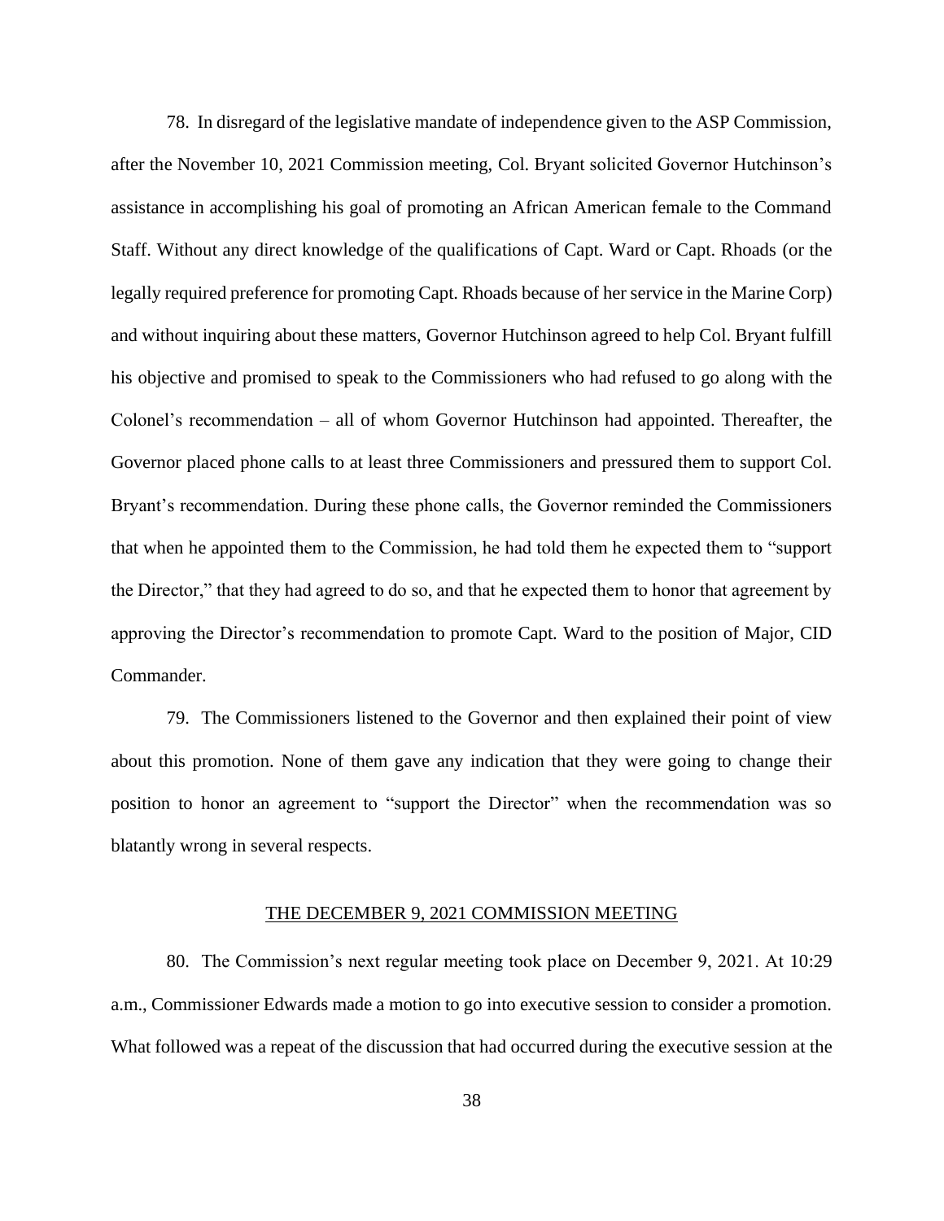78. In disregard of the legislative mandate of independence given to the ASP Commission, after the November 10, 2021 Commission meeting, Col. Bryant solicited Governor Hutchinson's assistance in accomplishing his goal of promoting an African American female to the Command Staff. Without any direct knowledge of the qualifications of Capt. Ward or Capt. Rhoads (or the legally required preference for promoting Capt. Rhoads because of her service in the Marine Corp) and without inquiring about these matters, Governor Hutchinson agreed to help Col. Bryant fulfill his objective and promised to speak to the Commissioners who had refused to go along with the Colonel's recommendation – all of whom Governor Hutchinson had appointed. Thereafter, the Governor placed phone calls to at least three Commissioners and pressured them to support Col. Bryant's recommendation. During these phone calls, the Governor reminded the Commissioners that when he appointed them to the Commission, he had told them he expected them to "support the Director," that they had agreed to do so, and that he expected them to honor that agreement by approving the Director's recommendation to promote Capt. Ward to the position of Major, CID Commander.

79. The Commissioners listened to the Governor and then explained their point of view about this promotion. None of them gave any indication that they were going to change their position to honor an agreement to "support the Director" when the recommendation was so blatantly wrong in several respects.

## THE DECEMBER 9, 2021 COMMISSION MEETING

80. The Commission's next regular meeting took place on December 9, 2021. At 10:29 a.m., Commissioner Edwards made a motion to go into executive session to consider a promotion. What followed was a repeat of the discussion that had occurred during the executive session at the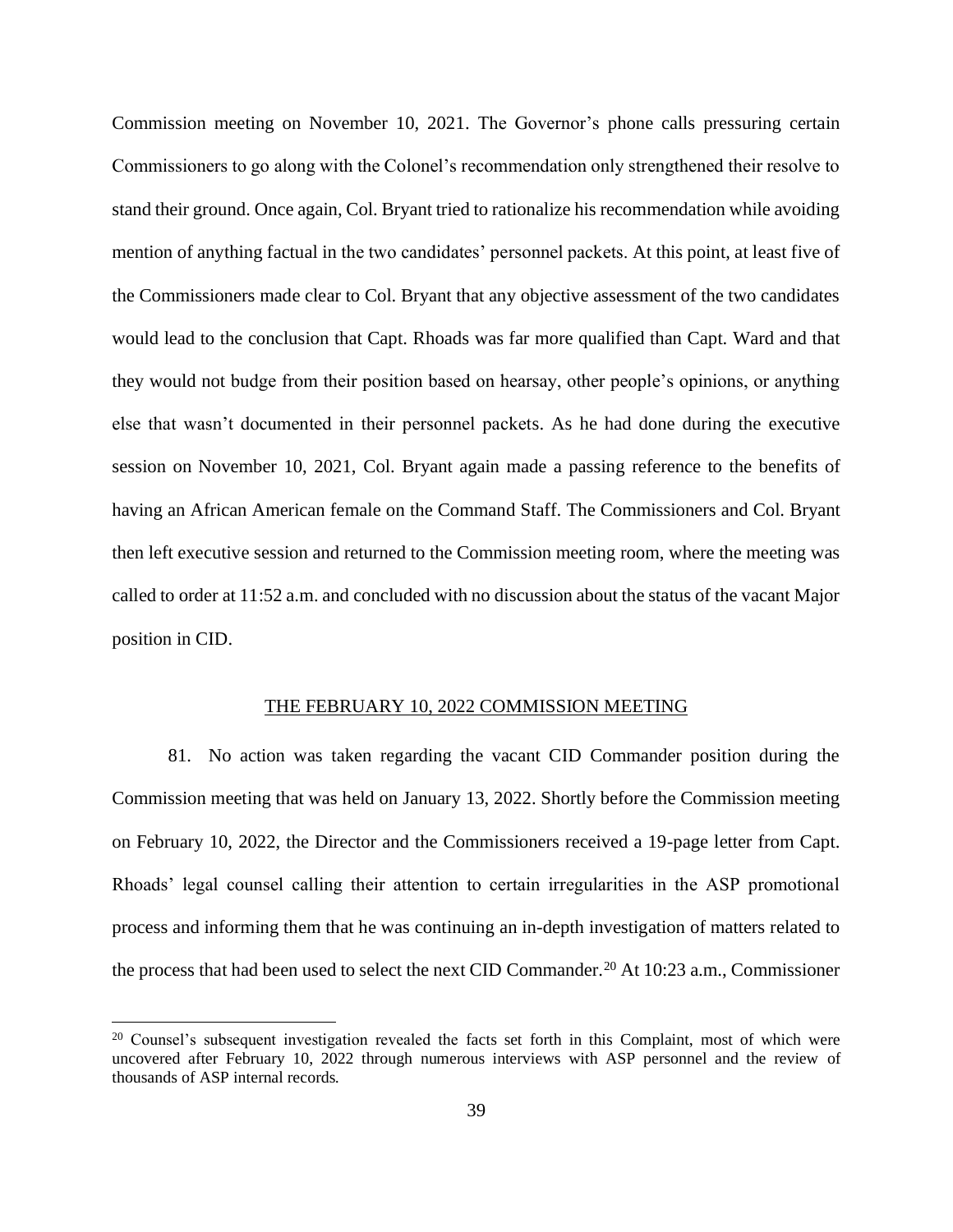Commission meeting on November 10, 2021. The Governor's phone calls pressuring certain Commissioners to go along with the Colonel's recommendation only strengthened their resolve to stand their ground. Once again, Col. Bryant tried to rationalize his recommendation while avoiding mention of anything factual in the two candidates' personnel packets. At this point, at least five of the Commissioners made clear to Col. Bryant that any objective assessment of the two candidates would lead to the conclusion that Capt. Rhoads was far more qualified than Capt. Ward and that they would not budge from their position based on hearsay, other people's opinions, or anything else that wasn't documented in their personnel packets. As he had done during the executive session on November 10, 2021, Col. Bryant again made a passing reference to the benefits of having an African American female on the Command Staff. The Commissioners and Col. Bryant then left executive session and returned to the Commission meeting room, where the meeting was called to order at 11:52 a.m. and concluded with no discussion about the status of the vacant Major position in CID.

## THE FEBRUARY 10, 2022 COMMISSION MEETING

81. No action was taken regarding the vacant CID Commander position during the Commission meeting that was held on January 13, 2022. Shortly before the Commission meeting on February 10, 2022, the Director and the Commissioners received a 19-page letter from Capt. Rhoads' legal counsel calling their attention to certain irregularities in the ASP promotional process and informing them that he was continuing an in-depth investigation of matters related to the process that had been used to select the next CID Commander.[20] At 10:23 a.m., Commissioner

[20] Counsel's subsequent investigation revealed the facts set forth in this Complaint, most of which were uncovered after February 10, 2022 through numerous interviews with ASP personnel and the review of thousands of ASP internal records.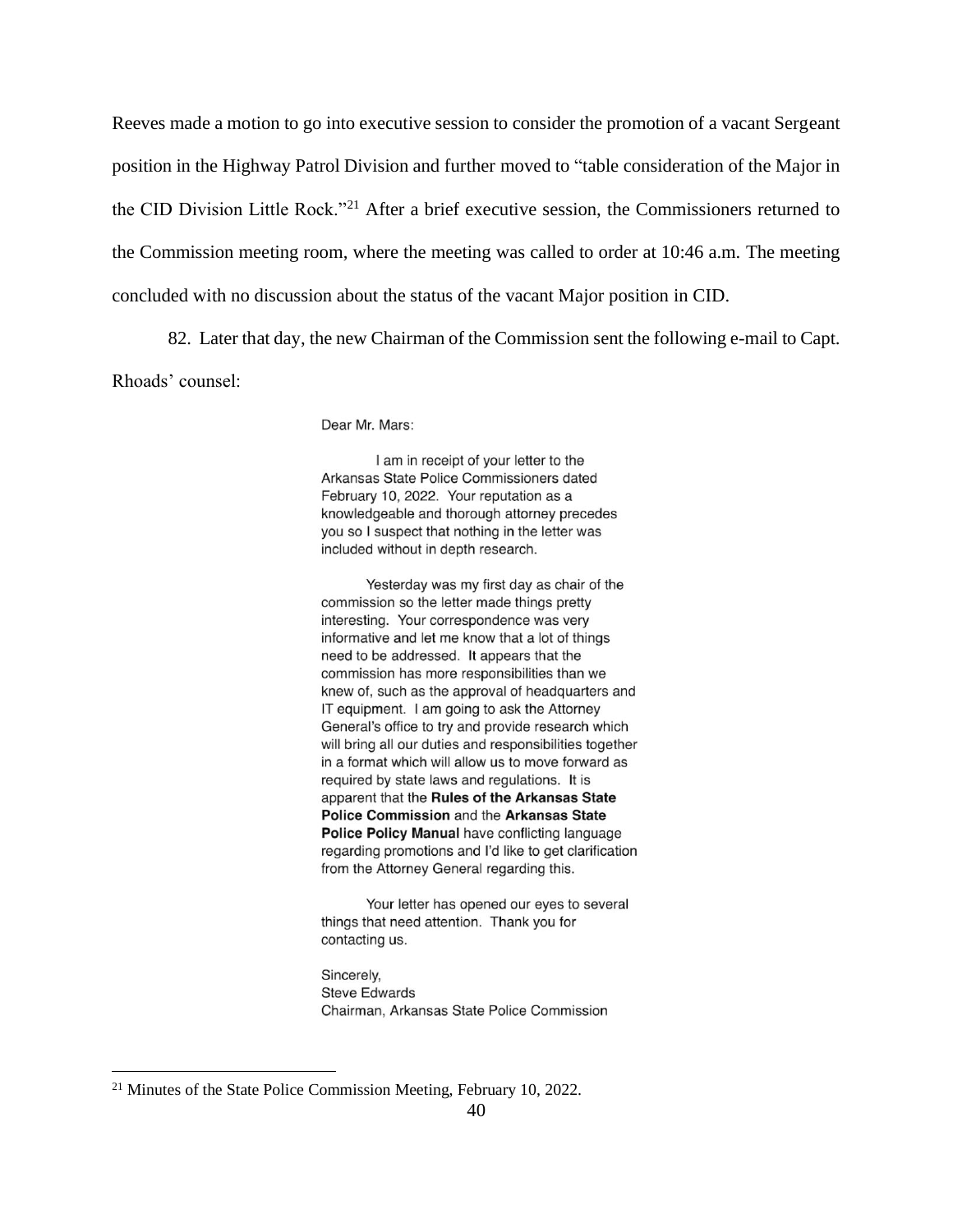Reeves made a motion to go into executive session to consider the promotion of a vacant Sergeant position in the Highway Patrol Division and further moved to "table consideration of the Major in the CID Division Little Rock."[21] After a brief executive session, the Commissioners returned to the Commission meeting room, where the meeting was called to order at 10:46 a.m. The meeting concluded with no discussion about the status of the vacant Major position in CID.

82. Later that day, the new Chairman of the Commission sent the following e-mail to Capt. Rhoads' counsel:

> Dear Mr. Mars:
>
> I am in receipt of your letter to the Arkansas State Police Commissioners dated February 10, 2022. Your reputation as a knowledgeable and thorough attorney precedes you so I suspect that nothing in the letter was included without in depth research.
>
> Yesterday was my first day as chair of the commission so the letter made things pretty interesting. Your correspondence was very informative and let me know that a lot of things need to be addressed. It appears that the commission has more responsibilities than we knew of, such as the approval of headquarters and IT equipment. I am going to ask the Attorney General's office to try and provide research which will bring all our duties and responsibilities together in a format which will allow us to move forward as required by state laws and regulations. It is apparent that the **Rules of the Arkansas State Police Commission** and the **Arkansas State Police Policy Manual** have conflicting language regarding promotions and I'd like to get clarification from the Attorney General regarding this.
>
> Your letter has opened our eyes to several things that need attention. Thank you for contacting us.
>
> Sincerely,
> Steve Edwards
> Chairman, Arkansas State Police Commission

---

[21] Minutes of the State Police Commission Meeting, February 10, 2022.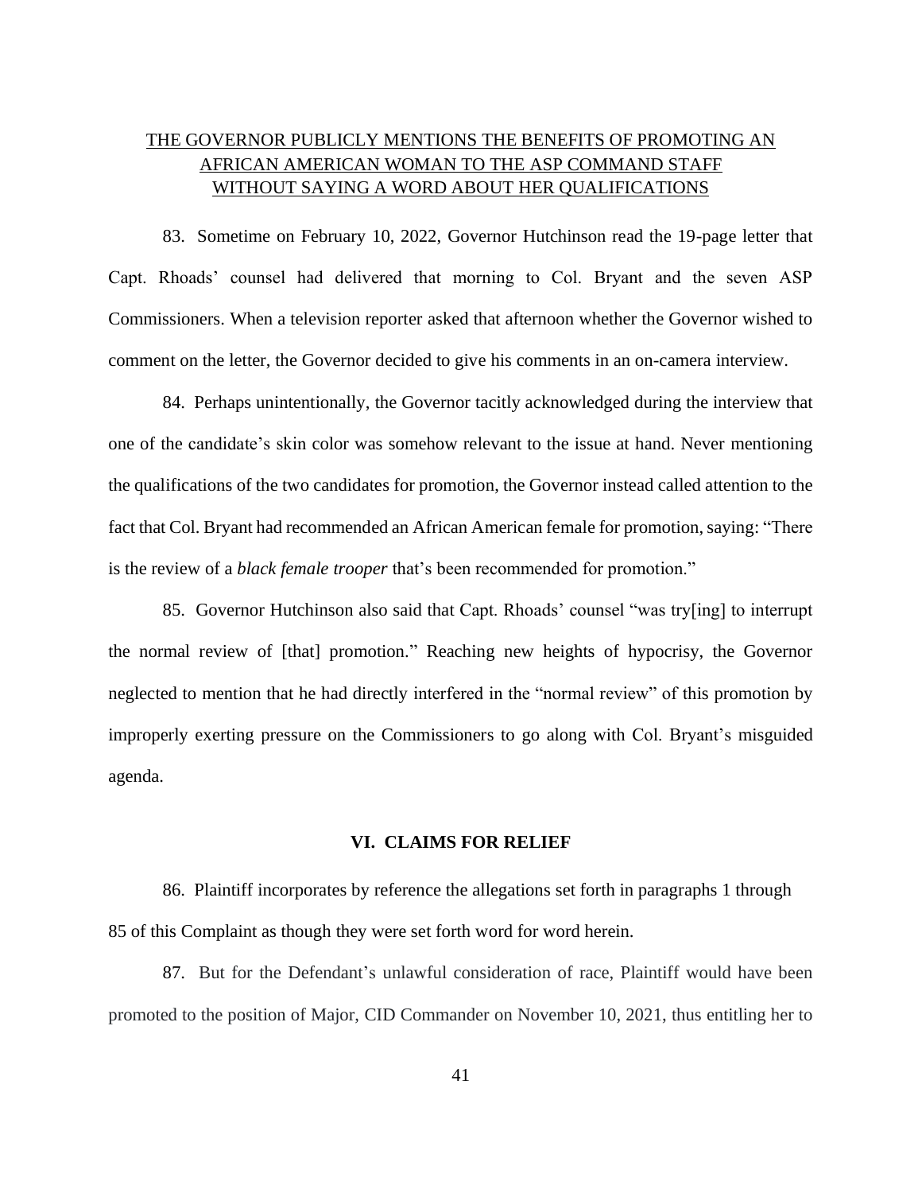<u>THE GOVERNOR PUBLICLY MENTIONS THE BENEFITS OF PROMOTING AN AFRICAN AMERICAN WOMAN TO THE ASP COMMAND STAFF WITHOUT SAYING A WORD ABOUT HER QUALIFICATIONS</u>

83. Sometime on February 10, 2022, Governor Hutchinson read the 19-page letter that Capt. Rhoads' counsel had delivered that morning to Col. Bryant and the seven ASP Commissioners. When a television reporter asked that afternoon whether the Governor wished to comment on the letter, the Governor decided to give his comments in an on-camera interview.

84. Perhaps unintentionally, the Governor tacitly acknowledged during the interview that one of the candidate's skin color was somehow relevant to the issue at hand. Never mentioning the qualifications of the two candidates for promotion, the Governor instead called attention to the fact that Col. Bryant had recommended an African American female for promotion, saying: "There is the review of a *black female trooper* that's been recommended for promotion."

85. Governor Hutchinson also said that Capt. Rhoads' counsel "was try[ing] to interrupt the normal review of [that] promotion." Reaching new heights of hypocrisy, the Governor neglected to mention that he had directly interfered in the "normal review" of this promotion by improperly exerting pressure on the Commissioners to go along with Col. Bryant's misguided agenda.

## VI. CLAIMS FOR RELIEF

86. Plaintiff incorporates by reference the allegations set forth in paragraphs 1 through 85 of this Complaint as though they were set forth word for word herein.

87. But for the Defendant's unlawful consideration of race, Plaintiff would have been promoted to the position of Major, CID Commander on November 10, 2021, thus entitling her to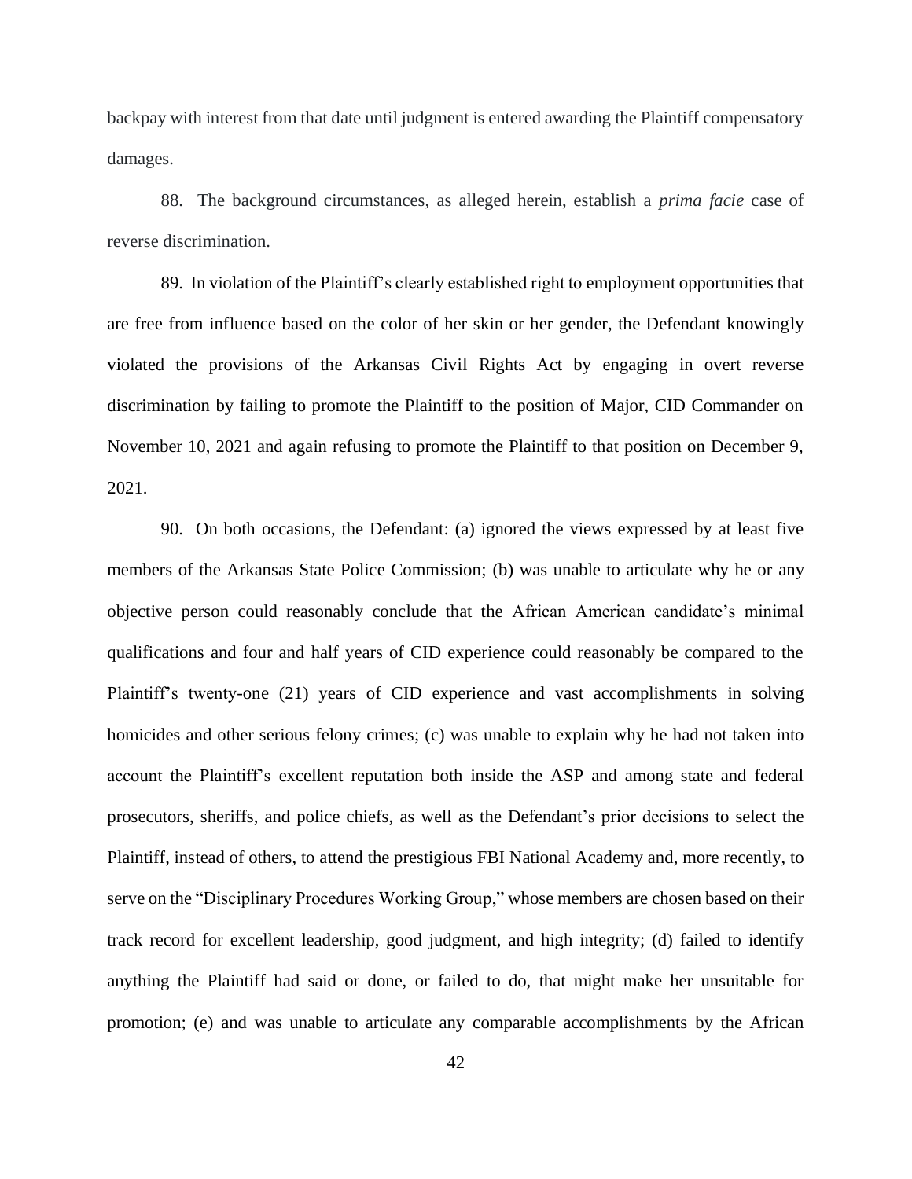backpay with interest from that date until judgment is entered awarding the Plaintiff compensatory damages.

88. The background circumstances, as alleged herein, establish a *prima facie* case of reverse discrimination.

89. In violation of the Plaintiff's clearly established right to employment opportunities that are free from influence based on the color of her skin or her gender, the Defendant knowingly violated the provisions of the Arkansas Civil Rights Act by engaging in overt reverse discrimination by failing to promote the Plaintiff to the position of Major, CID Commander on November 10, 2021 and again refusing to promote the Plaintiff to that position on December 9, 2021.

90. On both occasions, the Defendant: (a) ignored the views expressed by at least five members of the Arkansas State Police Commission; (b) was unable to articulate why he or any objective person could reasonably conclude that the African American candidate's minimal qualifications and four and half years of CID experience could reasonably be compared to the Plaintiff's twenty-one (21) years of CID experience and vast accomplishments in solving homicides and other serious felony crimes; (c) was unable to explain why he had not taken into account the Plaintiff's excellent reputation both inside the ASP and among state and federal prosecutors, sheriffs, and police chiefs, as well as the Defendant's prior decisions to select the Plaintiff, instead of others, to attend the prestigious FBI National Academy and, more recently, to serve on the "Disciplinary Procedures Working Group," whose members are chosen based on their track record for excellent leadership, good judgment, and high integrity; (d) failed to identify anything the Plaintiff had said or done, or failed to do, that might make her unsuitable for promotion; (e) and was unable to articulate any comparable accomplishments by the African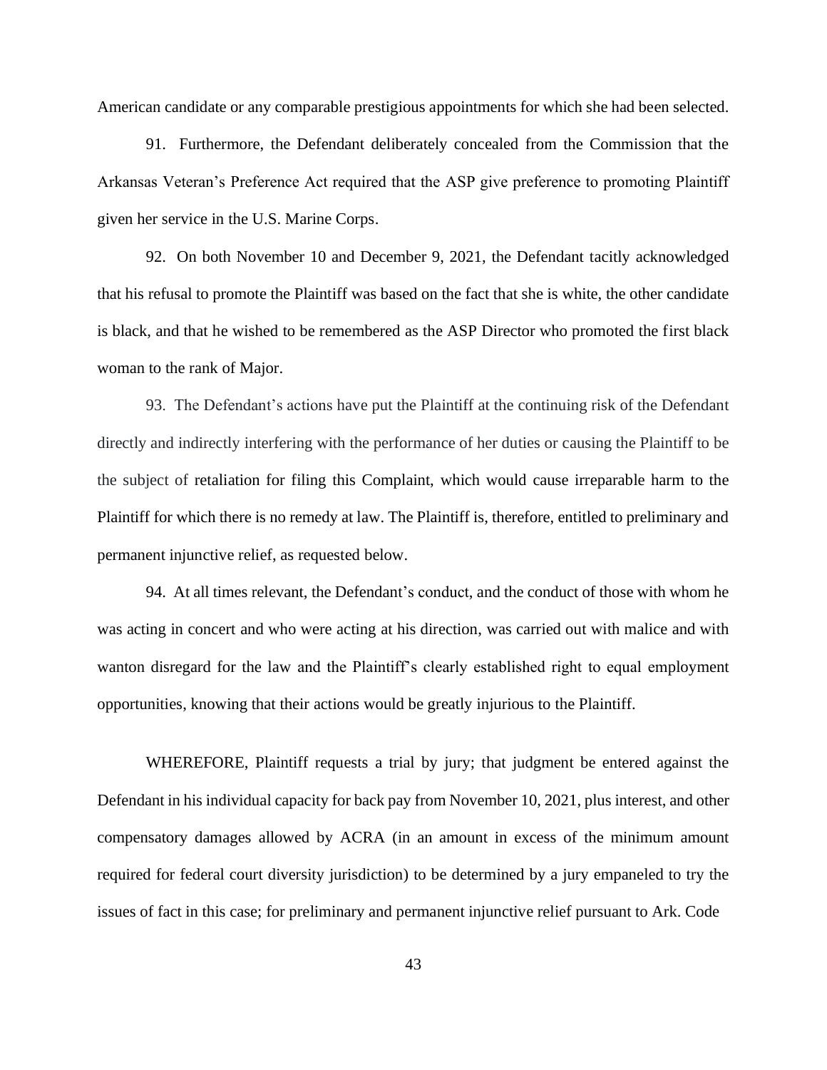American candidate or any comparable prestigious appointments for which she had been selected.

91. Furthermore, the Defendant deliberately concealed from the Commission that the Arkansas Veteran's Preference Act required that the ASP give preference to promoting Plaintiff given her service in the U.S. Marine Corps.

92. On both November 10 and December 9, 2021, the Defendant tacitly acknowledged that his refusal to promote the Plaintiff was based on the fact that she is white, the other candidate is black, and that he wished to be remembered as the ASP Director who promoted the first black woman to the rank of Major.

93. The Defendant's actions have put the Plaintiff at the continuing risk of the Defendant directly and indirectly interfering with the performance of her duties or causing the Plaintiff to be the subject of retaliation for filing this Complaint, which would cause irreparable harm to the Plaintiff for which there is no remedy at law. The Plaintiff is, therefore, entitled to preliminary and permanent injunctive relief, as requested below.

94. At all times relevant, the Defendant's conduct, and the conduct of those with whom he was acting in concert and who were acting at his direction, was carried out with malice and with wanton disregard for the law and the Plaintiff's clearly established right to equal employment opportunities, knowing that their actions would be greatly injurious to the Plaintiff.

WHEREFORE, Plaintiff requests a trial by jury; that judgment be entered against the Defendant in his individual capacity for back pay from November 10, 2021, plus interest, and other compensatory damages allowed by ACRA (in an amount in excess of the minimum amount required for federal court diversity jurisdiction) to be determined by a jury empaneled to try the issues of fact in this case; for preliminary and permanent injunctive relief pursuant to Ark. Code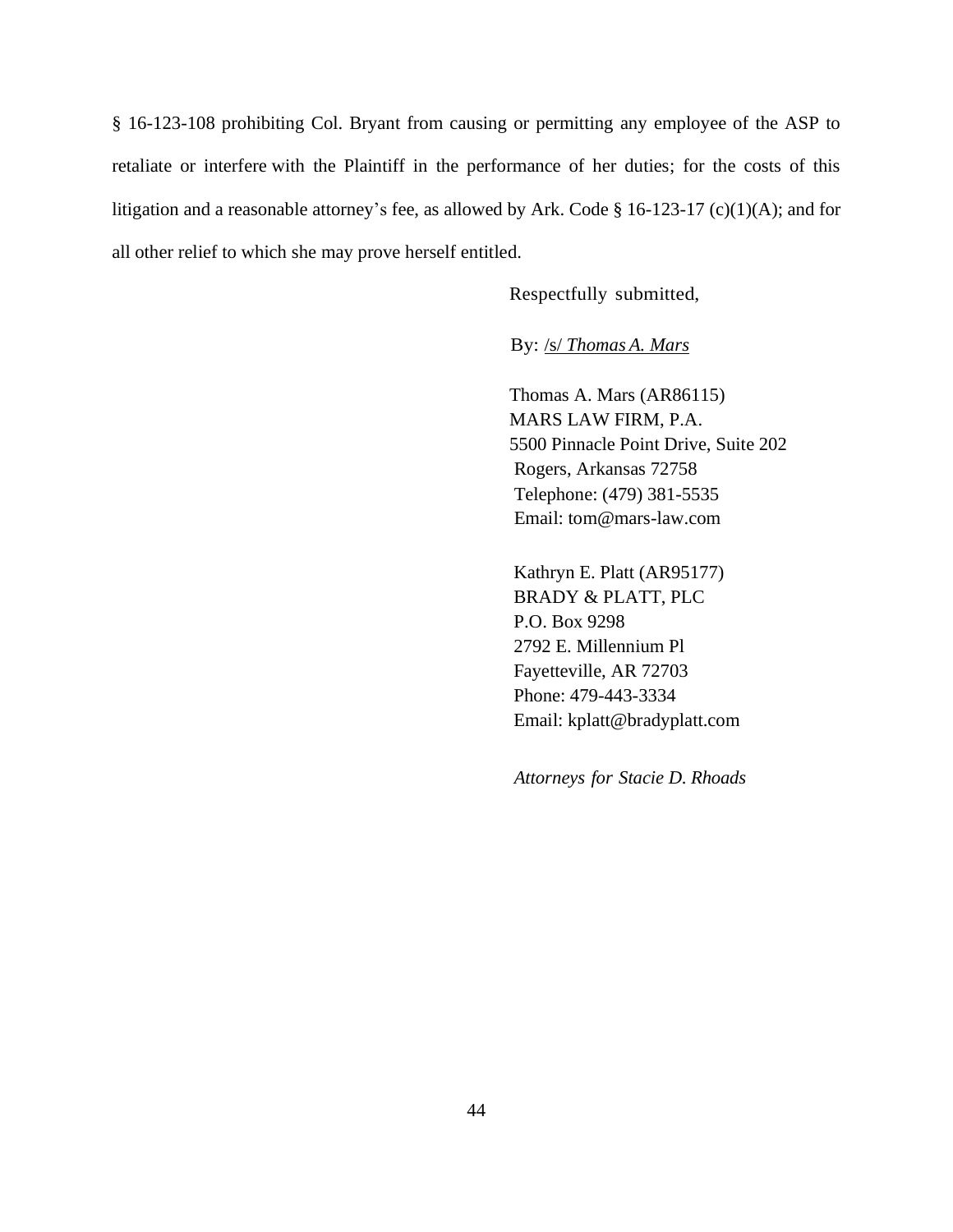§ 16-123-108 prohibiting Col. Bryant from causing or permitting any employee of the ASP to retaliate or interfere with the Plaintiff in the performance of her duties; for the costs of this litigation and a reasonable attorney's fee, as allowed by Ark. Code § 16-123-17 (c)(1)(A); and for all other relief to which she may prove herself entitled.

Respectfully submitted,

By: /s/ *Thomas A. Mars*

Thomas A. Mars (AR86115)
MARS LAW FIRM, P.A.
5500 Pinnacle Point Drive, Suite 202
Rogers, Arkansas 72758
Telephone: (479) 381-5535
Email: tom@mars-law.com

Kathryn E. Platt (AR95177)
BRADY & PLATT, PLC
P.O. Box 9298
2792 E. Millennium Pl
Fayetteville, AR 72703
Phone: 479-443-3334
Email: kplatt@bradyplatt.com

*Attorneys for Stacie D. Rhoads*